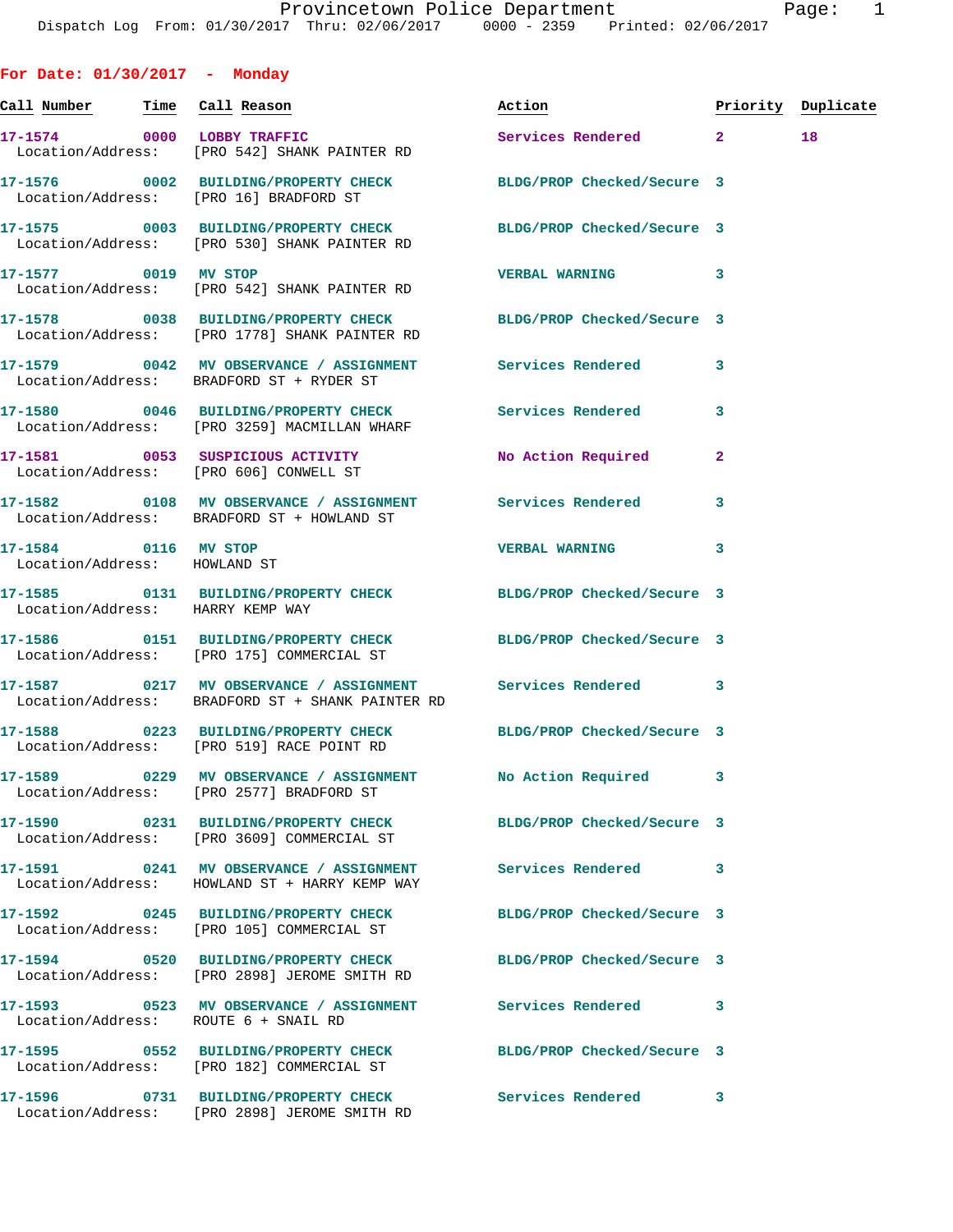Provincetown Police Department
Dispatch Log From: 01/30/2017 Thru: 02/06/2017 0000 - 2359 Printed: 02/06/2017

## For Date: 01/30/2017 - Monday

| Call Number | Time | Call Reason | Action | Priority | Duplicate |
|---|---|---|---|---|---|
| 17-1574 | 0000 | LOBBY TRAFFIC | Services Rendered | 2 | 18 |
| Location/Address: | | [PRO 542] SHANK PAINTER RD | | | |
| 17-1576 | 0002 | BUILDING/PROPERTY CHECK | BLDG/PROP Checked/Secure | 3 | |
| Location/Address: | | [PRO 16] BRADFORD ST | | | |
| 17-1575 | 0003 | BUILDING/PROPERTY CHECK | BLDG/PROP Checked/Secure | 3 | |
| Location/Address: | | [PRO 530] SHANK PAINTER RD | | | |
| 17-1577 | 0019 | MV STOP | VERBAL WARNING | 3 | |
| Location/Address: | | [PRO 542] SHANK PAINTER RD | | | |
| 17-1578 | 0038 | BUILDING/PROPERTY CHECK | BLDG/PROP Checked/Secure | 3 | |
| Location/Address: | | [PRO 1778] SHANK PAINTER RD | | | |
| 17-1579 | 0042 | MV OBSERVANCE / ASSIGNMENT | Services Rendered | 3 | |
| Location/Address: | | BRADFORD ST + RYDER ST | | | |
| 17-1580 | 0046 | BUILDING/PROPERTY CHECK | Services Rendered | 3 | |
| Location/Address: | | [PRO 3259] MACMILLAN WHARF | | | |
| 17-1581 | 0053 | SUSPICIOUS ACTIVITY | No Action Required | 2 | |
| Location/Address: | | [PRO 606] CONWELL ST | | | |
| 17-1582 | 0108 | MV OBSERVANCE / ASSIGNMENT | Services Rendered | 3 | |
| Location/Address: | | BRADFORD ST + HOWLAND ST | | | |
| 17-1584 | 0116 | MV STOP | VERBAL WARNING | 3 | |
| Location/Address: | | HOWLAND ST | | | |
| 17-1585 | 0131 | BUILDING/PROPERTY CHECK | BLDG/PROP Checked/Secure | 3 | |
| Location/Address: | | HARRY KEMP WAY | | | |
| 17-1586 | 0151 | BUILDING/PROPERTY CHECK | BLDG/PROP Checked/Secure | 3 | |
| Location/Address: | | [PRO 175] COMMERCIAL ST | | | |
| 17-1587 | 0217 | MV OBSERVANCE / ASSIGNMENT | Services Rendered | 3 | |
| Location/Address: | | BRADFORD ST + SHANK PAINTER RD | | | |
| 17-1588 | 0223 | BUILDING/PROPERTY CHECK | BLDG/PROP Checked/Secure | 3 | |
| Location/Address: | | [PRO 519] RACE POINT RD | | | |
| 17-1589 | 0229 | MV OBSERVANCE / ASSIGNMENT | No Action Required | 3 | |
| Location/Address: | | [PRO 2577] BRADFORD ST | | | |
| 17-1590 | 0231 | BUILDING/PROPERTY CHECK | BLDG/PROP Checked/Secure | 3 | |
| Location/Address: | | [PRO 3609] COMMERCIAL ST | | | |
| 17-1591 | 0241 | MV OBSERVANCE / ASSIGNMENT | Services Rendered | 3 | |
| Location/Address: | | HOWLAND ST + HARRY KEMP WAY | | | |
| 17-1592 | 0245 | BUILDING/PROPERTY CHECK | BLDG/PROP Checked/Secure | 3 | |
| Location/Address: | | [PRO 105] COMMERCIAL ST | | | |
| 17-1594 | 0520 | BUILDING/PROPERTY CHECK | BLDG/PROP Checked/Secure | 3 | |
| Location/Address: | | [PRO 2898] JEROME SMITH RD | | | |
| 17-1593 | 0523 | MV OBSERVANCE / ASSIGNMENT | Services Rendered | 3 | |
| Location/Address: | | ROUTE 6 + SNAIL RD | | | |
| 17-1595 | 0552 | BUILDING/PROPERTY CHECK | BLDG/PROP Checked/Secure | 3 | |
| Location/Address: | | [PRO 182] COMMERCIAL ST | | | |
| 17-1596 | 0731 | BUILDING/PROPERTY CHECK | Services Rendered | 3 | |
| Location/Address: | | [PRO 2898] JEROME SMITH RD | | | |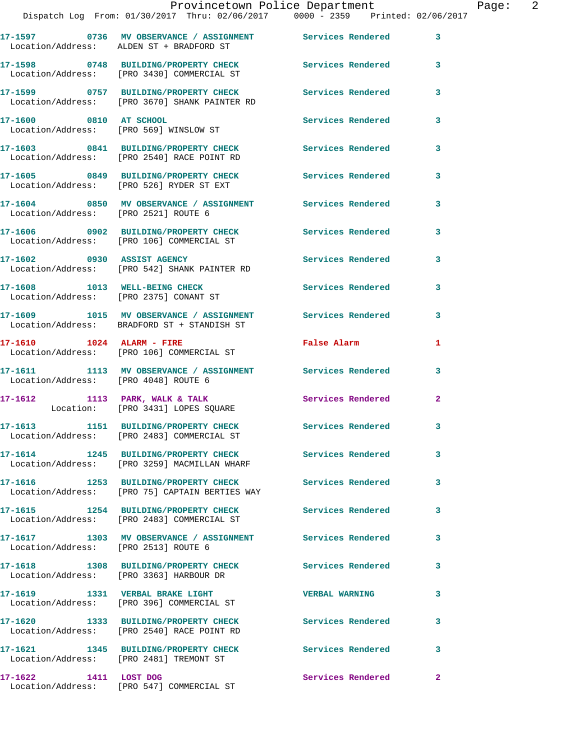17-1597 0736 MV OBSERVANCE / ASSIGNMENT Services Rendered 3
Location/Address: ALDEN ST + BRADFORD ST

17-1598 0748 BUILDING/PROPERTY CHECK Services Rendered 3
Location/Address: [PRO 3430] COMMERCIAL ST

17-1599 0757 BUILDING/PROPERTY CHECK Services Rendered 3
Location/Address: [PRO 3670] SHANK PAINTER RD

17-1600 0810 AT SCHOOL Services Rendered 3
Location/Address: [PRO 569] WINSLOW ST

17-1603 0841 BUILDING/PROPERTY CHECK Services Rendered 3
Location/Address: [PRO 2540] RACE POINT RD

17-1605 0849 BUILDING/PROPERTY CHECK Services Rendered 3
Location/Address: [PRO 526] RYDER ST EXT

17-1604 0850 MV OBSERVANCE / ASSIGNMENT Services Rendered 3
Location/Address: [PRO 2521] ROUTE 6

17-1606 0902 BUILDING/PROPERTY CHECK Services Rendered 3
Location/Address: [PRO 106] COMMERCIAL ST

17-1602 0930 ASSIST AGENCY Services Rendered 3
Location/Address: [PRO 542] SHANK PAINTER RD

17-1608 1013 WELL-BEING CHECK Services Rendered 3
Location/Address: [PRO 2375] CONANT ST

17-1609 1015 MV OBSERVANCE / ASSIGNMENT Services Rendered 3
Location/Address: BRADFORD ST + STANDISH ST

17-1610 1024 ALARM - FIRE False Alarm 1
Location/Address: [PRO 106] COMMERCIAL ST

17-1611 1113 MV OBSERVANCE / ASSIGNMENT Services Rendered 3
Location/Address: [PRO 4048] ROUTE 6

17-1612 1113 PARK, WALK & TALK Services Rendered 2
Location: [PRO 3431] LOPES SQUARE

17-1613 1151 BUILDING/PROPERTY CHECK Services Rendered 3
Location/Address: [PRO 2483] COMMERCIAL ST

17-1614 1245 BUILDING/PROPERTY CHECK Services Rendered 3
Location/Address: [PRO 3259] MACMILLAN WHARF

17-1616 1253 BUILDING/PROPERTY CHECK Services Rendered 3
Location/Address: [PRO 75] CAPTAIN BERTIES WAY

17-1615 1254 BUILDING/PROPERTY CHECK Services Rendered 3
Location/Address: [PRO 2483] COMMERCIAL ST

17-1617 1303 MV OBSERVANCE / ASSIGNMENT Services Rendered 3
Location/Address: [PRO 2513] ROUTE 6

17-1618 1308 BUILDING/PROPERTY CHECK Services Rendered 3
Location/Address: [PRO 3363] HARBOUR DR

17-1619 1331 VERBAL BRAKE LIGHT VERBAL WARNING 3
Location/Address: [PRO 396] COMMERCIAL ST

17-1620 1333 BUILDING/PROPERTY CHECK Services Rendered 3
Location/Address: [PRO 2540] RACE POINT RD

17-1621 1345 BUILDING/PROPERTY CHECK Services Rendered 3
Location/Address: [PRO 2481] TREMONT ST

17-1622 1411 LOST DOG Services Rendered 2
Location/Address: [PRO 547] COMMERCIAL ST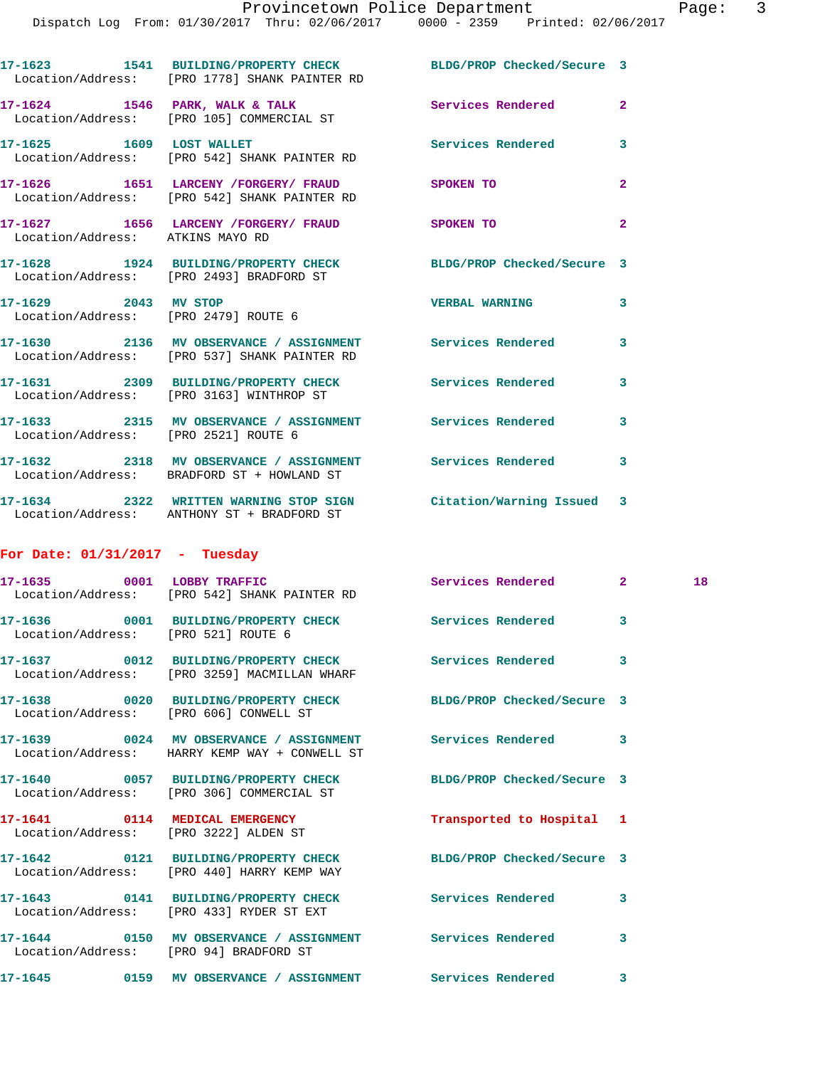17-1623 1541 BUILDING/PROPERTY CHECK BLDG/PROP Checked/Secure 3
Location/Address: [PRO 1778] SHANK PAINTER RD

17-1624 1546 PARK, WALK & TALK Services Rendered 2
Location/Address: [PRO 105] COMMERCIAL ST

17-1625 1609 LOST WALLET Services Rendered 3
Location/Address: [PRO 542] SHANK PAINTER RD

17-1626 1651 LARCENY /FORGERY/ FRAUD SPOKEN TO 2
Location/Address: [PRO 542] SHANK PAINTER RD

17-1627 1656 LARCENY /FORGERY/ FRAUD SPOKEN TO 2
Location/Address: ATKINS MAYO RD

17-1628 1924 BUILDING/PROPERTY CHECK BLDG/PROP Checked/Secure 3
Location/Address: [PRO 2493] BRADFORD ST

17-1629 2043 MV STOP VERBAL WARNING 3
Location/Address: [PRO 2479] ROUTE 6

17-1630 2136 MV OBSERVANCE / ASSIGNMENT Services Rendered 3
Location/Address: [PRO 537] SHANK PAINTER RD

17-1631 2309 BUILDING/PROPERTY CHECK Services Rendered 3
Location/Address: [PRO 3163] WINTHROP ST

17-1633 2315 MV OBSERVANCE / ASSIGNMENT Services Rendered 3
Location/Address: [PRO 2521] ROUTE 6

17-1632 2318 MV OBSERVANCE / ASSIGNMENT Services Rendered 3
Location/Address: BRADFORD ST + HOWLAND ST

17-1634 2322 WRITTEN WARNING STOP SIGN Citation/Warning Issued 3
Location/Address: ANTHONY ST + BRADFORD ST

## For Date: 01/31/2017 - Tuesday

17-1635 0001 LOBBY TRAFFIC Services Rendered 2 18
Location/Address: [PRO 542] SHANK PAINTER RD

17-1636 0001 BUILDING/PROPERTY CHECK Services Rendered 3
Location/Address: [PRO 521] ROUTE 6

17-1637 0012 BUILDING/PROPERTY CHECK Services Rendered 3
Location/Address: [PRO 3259] MACMILLAN WHARF

17-1638 0020 BUILDING/PROPERTY CHECK BLDG/PROP Checked/Secure 3
Location/Address: [PRO 606] CONWELL ST

17-1639 0024 MV OBSERVANCE / ASSIGNMENT Services Rendered 3
Location/Address: HARRY KEMP WAY + CONWELL ST

17-1640 0057 BUILDING/PROPERTY CHECK BLDG/PROP Checked/Secure 3
Location/Address: [PRO 306] COMMERCIAL ST

17-1641 0114 MEDICAL EMERGENCY Transported to Hospital 1
Location/Address: [PRO 3222] ALDEN ST

17-1642 0121 BUILDING/PROPERTY CHECK BLDG/PROP Checked/Secure 3
Location/Address: [PRO 440] HARRY KEMP WAY

17-1643 0141 BUILDING/PROPERTY CHECK Services Rendered 3
Location/Address: [PRO 433] RYDER ST EXT

17-1644 0150 MV OBSERVANCE / ASSIGNMENT Services Rendered 3
Location/Address: [PRO 94] BRADFORD ST

17-1645 0159 MV OBSERVANCE / ASSIGNMENT Services Rendered 3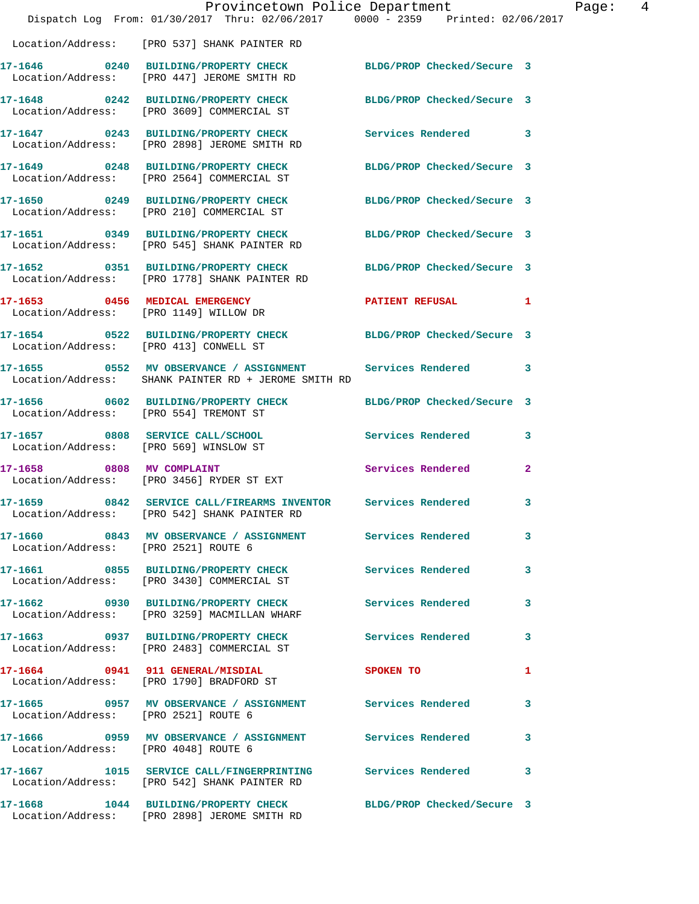Location/Address: [PRO 537] SHANK PAINTER RD

**17-1646** 0240 **BUILDING/PROPERTY CHECK** BLDG/PROP Checked/Secure 3
Location/Address: [PRO 447] JEROME SMITH RD

**17-1648** 0242 **BUILDING/PROPERTY CHECK** BLDG/PROP Checked/Secure 3
Location/Address: [PRO 3609] COMMERCIAL ST

**17-1647** 0243 **BUILDING/PROPERTY CHECK** Services Rendered 3
Location/Address: [PRO 2898] JEROME SMITH RD

**17-1649** 0248 **BUILDING/PROPERTY CHECK** BLDG/PROP Checked/Secure 3
Location/Address: [PRO 2564] COMMERCIAL ST

**17-1650** 0249 **BUILDING/PROPERTY CHECK** BLDG/PROP Checked/Secure 3
Location/Address: [PRO 210] COMMERCIAL ST

**17-1651** 0349 **BUILDING/PROPERTY CHECK** BLDG/PROP Checked/Secure 3
Location/Address: [PRO 545] SHANK PAINTER RD

**17-1652** 0351 **BUILDING/PROPERTY CHECK** BLDG/PROP Checked/Secure 3
Location/Address: [PRO 1778] SHANK PAINTER RD

**17-1653** 0456 **MEDICAL EMERGENCY** PATIENT REFUSAL 1
Location/Address: [PRO 1149] WILLOW DR

**17-1654** 0522 **BUILDING/PROPERTY CHECK** BLDG/PROP Checked/Secure 3
Location/Address: [PRO 413] CONWELL ST

**17-1655** 0552 **MV OBSERVANCE / ASSIGNMENT** Services Rendered 3
Location/Address: SHANK PAINTER RD + JEROME SMITH RD

**17-1656** 0602 **BUILDING/PROPERTY CHECK** BLDG/PROP Checked/Secure 3
Location/Address: [PRO 554] TREMONT ST

**17-1657** 0808 **SERVICE CALL/SCHOOL** Services Rendered 3
Location/Address: [PRO 569] WINSLOW ST

**17-1658** 0808 **MV COMPLAINT** Services Rendered 2
Location/Address: [PRO 3456] RYDER ST EXT

**17-1659** 0842 **SERVICE CALL/FIREARMS INVENTOR** Services Rendered 3
Location/Address: [PRO 542] SHANK PAINTER RD

**17-1660** 0843 **MV OBSERVANCE / ASSIGNMENT** Services Rendered 3
Location/Address: [PRO 2521] ROUTE 6

**17-1661** 0855 **BUILDING/PROPERTY CHECK** Services Rendered 3
Location/Address: [PRO 3430] COMMERCIAL ST

**17-1662** 0930 **BUILDING/PROPERTY CHECK** Services Rendered 3
Location/Address: [PRO 3259] MACMILLAN WHARF

**17-1663** 0937 **BUILDING/PROPERTY CHECK** Services Rendered 3
Location/Address: [PRO 2483] COMMERCIAL ST

**17-1664** 0941 **911 GENERAL/MISDIAL** SPOKEN TO 1
Location/Address: [PRO 1790] BRADFORD ST

**17-1665** 0957 **MV OBSERVANCE / ASSIGNMENT** Services Rendered 3
Location/Address: [PRO 2521] ROUTE 6

**17-1666** 0959 **MV OBSERVANCE / ASSIGNMENT** Services Rendered 3
Location/Address: [PRO 4048] ROUTE 6

**17-1667** 1015 **SERVICE CALL/FINGERPRINTING** Services Rendered 3
Location/Address: [PRO 542] SHANK PAINTER RD

**17-1668** 1044 **BUILDING/PROPERTY CHECK** BLDG/PROP Checked/Secure 3
Location/Address: [PRO 2898] JEROME SMITH RD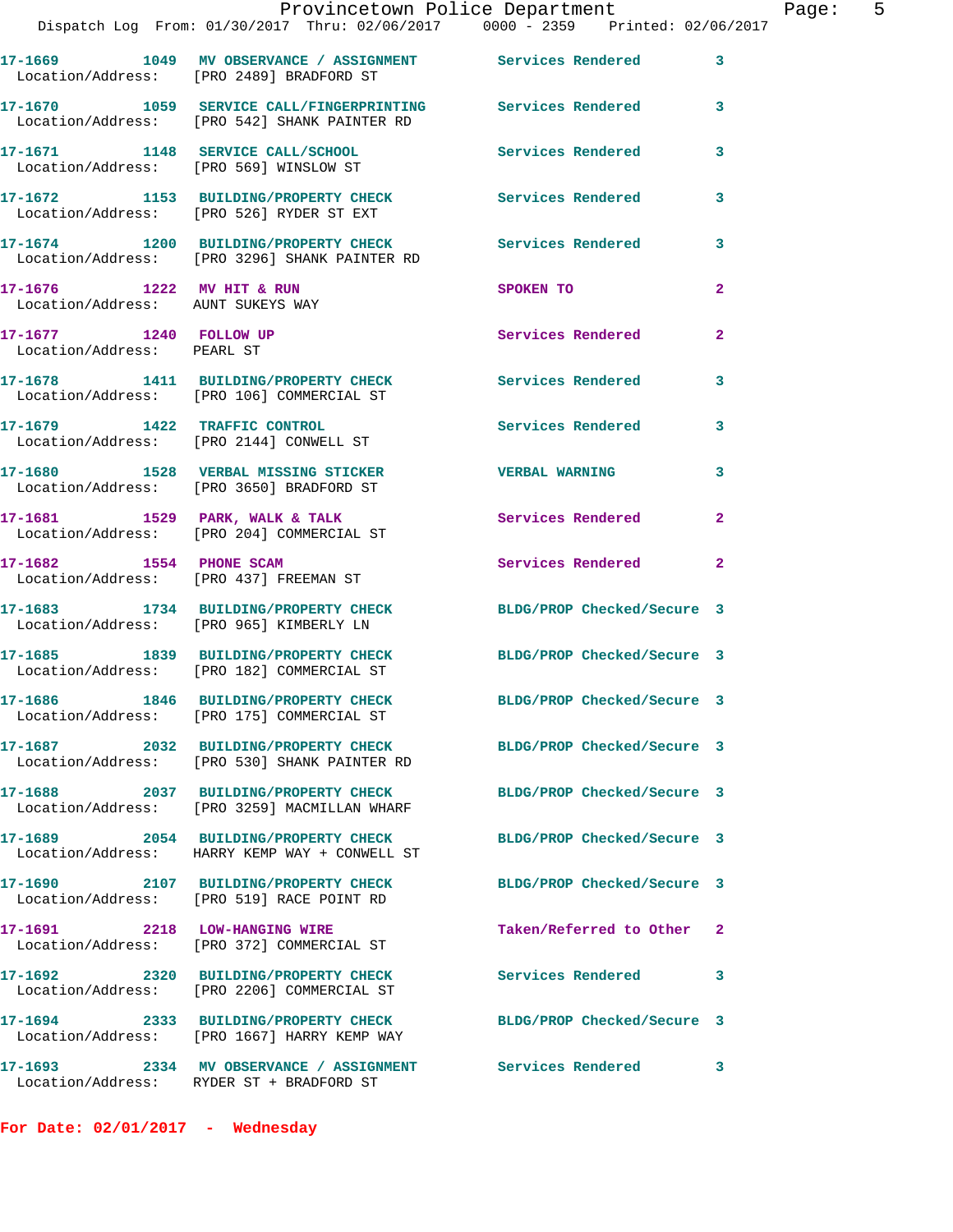| Call # | Time | Call Type | Disposition | Priority |
|---|---|---|---|---|
| 17-1669 | 1049 | MV OBSERVANCE / ASSIGNMENT | Services Rendered | 3 |
| Location/Address: [PRO 2489] BRADFORD ST | | | | |
| 17-1670 | 1059 | SERVICE CALL/FINGERPRINTING | Services Rendered | 3 |
| Location/Address: [PRO 542] SHANK PAINTER RD | | | | |
| 17-1671 | 1148 | SERVICE CALL/SCHOOL | Services Rendered | 3 |
| Location/Address: [PRO 569] WINSLOW ST | | | | |
| 17-1672 | 1153 | BUILDING/PROPERTY CHECK | Services Rendered | 3 |
| Location/Address: [PRO 526] RYDER ST EXT | | | | |
| 17-1674 | 1200 | BUILDING/PROPERTY CHECK | Services Rendered | 3 |
| Location/Address: [PRO 3296] SHANK PAINTER RD | | | | |
| 17-1676 | 1222 | MV HIT & RUN | SPOKEN TO | 2 |
| Location/Address: AUNT SUKEYS WAY | | | | |
| 17-1677 | 1240 | FOLLOW UP | Services Rendered | 2 |
| Location/Address: PEARL ST | | | | |
| 17-1678 | 1411 | BUILDING/PROPERTY CHECK | Services Rendered | 3 |
| Location/Address: [PRO 106] COMMERCIAL ST | | | | |
| 17-1679 | 1422 | TRAFFIC CONTROL | Services Rendered | 3 |
| Location/Address: [PRO 2144] CONWELL ST | | | | |
| 17-1680 | 1528 | VERBAL MISSING STICKER | VERBAL WARNING | 3 |
| Location/Address: [PRO 3650] BRADFORD ST | | | | |
| 17-1681 | 1529 | PARK, WALK & TALK | Services Rendered | 2 |
| Location/Address: [PRO 204] COMMERCIAL ST | | | | |
| 17-1682 | 1554 | PHONE SCAM | Services Rendered | 2 |
| Location/Address: [PRO 437] FREEMAN ST | | | | |
| 17-1683 | 1734 | BUILDING/PROPERTY CHECK | BLDG/PROP Checked/Secure | 3 |
| Location/Address: [PRO 965] KIMBERLY LN | | | | |
| 17-1685 | 1839 | BUILDING/PROPERTY CHECK | BLDG/PROP Checked/Secure | 3 |
| Location/Address: [PRO 182] COMMERCIAL ST | | | | |
| 17-1686 | 1846 | BUILDING/PROPERTY CHECK | BLDG/PROP Checked/Secure | 3 |
| Location/Address: [PRO 175] COMMERCIAL ST | | | | |
| 17-1687 | 2032 | BUILDING/PROPERTY CHECK | BLDG/PROP Checked/Secure | 3 |
| Location/Address: [PRO 530] SHANK PAINTER RD | | | | |
| 17-1688 | 2037 | BUILDING/PROPERTY CHECK | BLDG/PROP Checked/Secure | 3 |
| Location/Address: [PRO 3259] MACMILLAN WHARF | | | | |
| 17-1689 | 2054 | BUILDING/PROPERTY CHECK | BLDG/PROP Checked/Secure | 3 |
| Location/Address: HARRY KEMP WAY + CONWELL ST | | | | |
| 17-1690 | 2107 | BUILDING/PROPERTY CHECK | BLDG/PROP Checked/Secure | 3 |
| Location/Address: [PRO 519] RACE POINT RD | | | | |
| 17-1691 | 2218 | LOW-HANGING WIRE | Taken/Referred to Other | 2 |
| Location/Address: [PRO 372] COMMERCIAL ST | | | | |
| 17-1692 | 2320 | BUILDING/PROPERTY CHECK | Services Rendered | 3 |
| Location/Address: [PRO 2206] COMMERCIAL ST | | | | |
| 17-1694 | 2333 | BUILDING/PROPERTY CHECK | BLDG/PROP Checked/Secure | 3 |
| Location/Address: [PRO 1667] HARRY KEMP WAY | | | | |
| 17-1693 | 2334 | MV OBSERVANCE / ASSIGNMENT | Services Rendered | 3 |
| Location/Address: RYDER ST + BRADFORD ST | | | | |

**For Date: 02/01/2017 - Wednesday**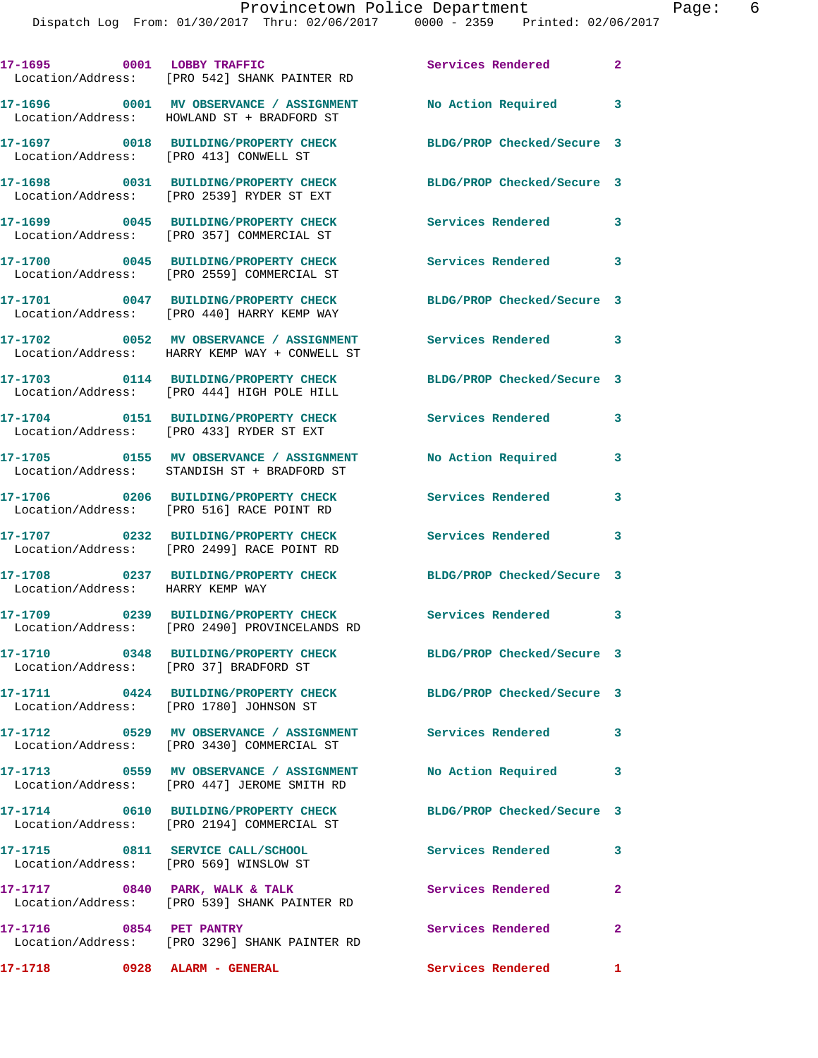17-1695 0001 LOBBY TRAFFIC Services Rendered 2
Location/Address: [PRO 542] SHANK PAINTER RD

17-1696 0001 MV OBSERVANCE / ASSIGNMENT No Action Required 3
Location/Address: HOWLAND ST + BRADFORD ST

17-1697 0018 BUILDING/PROPERTY CHECK BLDG/PROP Checked/Secure 3
Location/Address: [PRO 413] CONWELL ST

17-1698 0031 BUILDING/PROPERTY CHECK BLDG/PROP Checked/Secure 3
Location/Address: [PRO 2539] RYDER ST EXT

17-1699 0045 BUILDING/PROPERTY CHECK Services Rendered 3
Location/Address: [PRO 357] COMMERCIAL ST

17-1700 0045 BUILDING/PROPERTY CHECK Services Rendered 3
Location/Address: [PRO 2559] COMMERCIAL ST

17-1701 0047 BUILDING/PROPERTY CHECK BLDG/PROP Checked/Secure 3
Location/Address: [PRO 440] HARRY KEMP WAY

17-1702 0052 MV OBSERVANCE / ASSIGNMENT Services Rendered 3
Location/Address: HARRY KEMP WAY + CONWELL ST

17-1703 0114 BUILDING/PROPERTY CHECK BLDG/PROP Checked/Secure 3
Location/Address: [PRO 444] HIGH POLE HILL

17-1704 0151 BUILDING/PROPERTY CHECK Services Rendered 3
Location/Address: [PRO 433] RYDER ST EXT

17-1705 0155 MV OBSERVANCE / ASSIGNMENT No Action Required 3
Location/Address: STANDISH ST + BRADFORD ST

17-1706 0206 BUILDING/PROPERTY CHECK Services Rendered 3
Location/Address: [PRO 516] RACE POINT RD

17-1707 0232 BUILDING/PROPERTY CHECK Services Rendered 3
Location/Address: [PRO 2499] RACE POINT RD

17-1708 0237 BUILDING/PROPERTY CHECK BLDG/PROP Checked/Secure 3
Location/Address: HARRY KEMP WAY

17-1709 0239 BUILDING/PROPERTY CHECK Services Rendered 3
Location/Address: [PRO 2490] PROVINCELANDS RD

17-1710 0348 BUILDING/PROPERTY CHECK BLDG/PROP Checked/Secure 3
Location/Address: [PRO 37] BRADFORD ST

17-1711 0424 BUILDING/PROPERTY CHECK BLDG/PROP Checked/Secure 3
Location/Address: [PRO 1780] JOHNSON ST

17-1712 0529 MV OBSERVANCE / ASSIGNMENT Services Rendered 3
Location/Address: [PRO 3430] COMMERCIAL ST

17-1713 0559 MV OBSERVANCE / ASSIGNMENT No Action Required 3
Location/Address: [PRO 447] JEROME SMITH RD

17-1714 0610 BUILDING/PROPERTY CHECK BLDG/PROP Checked/Secure 3
Location/Address: [PRO 2194] COMMERCIAL ST

17-1715 0811 SERVICE CALL/SCHOOL Services Rendered 3
Location/Address: [PRO 569] WINSLOW ST

17-1717 0840 PARK, WALK & TALK Services Rendered 2
Location/Address: [PRO 539] SHANK PAINTER RD

17-1716 0854 PET PANTRY Services Rendered 2
Location/Address: [PRO 3296] SHANK PAINTER RD

17-1718 0928 ALARM - GENERAL Services Rendered 1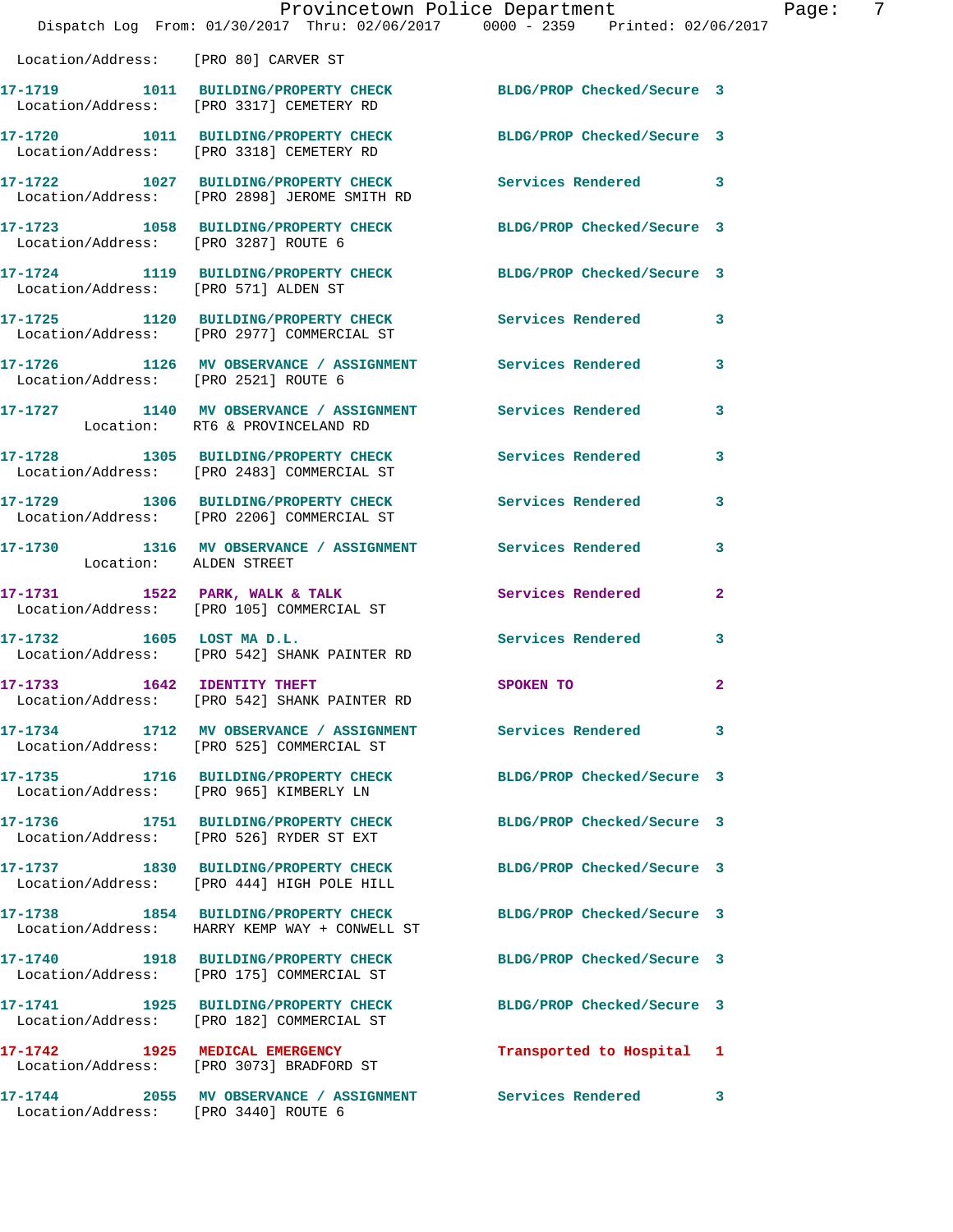Location/Address: [PRO 80] CARVER ST

| Call # | Time | Call Reason | Action | Priority |
|---|---|---|---|---|
| 17-1719 | 1011 | BUILDING/PROPERTY CHECK | BLDG/PROP Checked/Secure | 3 |
| | | Location/Address: [PRO 3317] CEMETERY RD | | |
| 17-1720 | 1011 | BUILDING/PROPERTY CHECK | BLDG/PROP Checked/Secure | 3 |
| | | Location/Address: [PRO 3318] CEMETERY RD | | |
| 17-1722 | 1027 | BUILDING/PROPERTY CHECK | Services Rendered | 3 |
| | | Location/Address: [PRO 2898] JEROME SMITH RD | | |
| 17-1723 | 1058 | BUILDING/PROPERTY CHECK | BLDG/PROP Checked/Secure | 3 |
| | | Location/Address: [PRO 3287] ROUTE 6 | | |
| 17-1724 | 1119 | BUILDING/PROPERTY CHECK | BLDG/PROP Checked/Secure | 3 |
| | | Location/Address: [PRO 571] ALDEN ST | | |
| 17-1725 | 1120 | BUILDING/PROPERTY CHECK | Services Rendered | 3 |
| | | Location/Address: [PRO 2977] COMMERCIAL ST | | |
| 17-1726 | 1126 | MV OBSERVANCE / ASSIGNMENT | Services Rendered | 3 |
| | | Location/Address: [PRO 2521] ROUTE 6 | | |
| 17-1727 | 1140 | MV OBSERVANCE / ASSIGNMENT | Services Rendered | 3 |
| | | Location: RT6 & PROVINCELAND RD | | |
| 17-1728 | 1305 | BUILDING/PROPERTY CHECK | Services Rendered | 3 |
| | | Location/Address: [PRO 2483] COMMERCIAL ST | | |
| 17-1729 | 1306 | BUILDING/PROPERTY CHECK | Services Rendered | 3 |
| | | Location/Address: [PRO 2206] COMMERCIAL ST | | |
| 17-1730 | 1316 | MV OBSERVANCE / ASSIGNMENT | Services Rendered | 3 |
| | | Location: ALDEN STREET | | |
| 17-1731 | 1522 | PARK, WALK & TALK | Services Rendered | 2 |
| | | Location/Address: [PRO 105] COMMERCIAL ST | | |
| 17-1732 | 1605 | LOST MA D.L. | Services Rendered | 3 |
| | | Location/Address: [PRO 542] SHANK PAINTER RD | | |
| 17-1733 | 1642 | IDENTITY THEFT | SPOKEN TO | 2 |
| | | Location/Address: [PRO 542] SHANK PAINTER RD | | |
| 17-1734 | 1712 | MV OBSERVANCE / ASSIGNMENT | Services Rendered | 3 |
| | | Location/Address: [PRO 525] COMMERCIAL ST | | |
| 17-1735 | 1716 | BUILDING/PROPERTY CHECK | BLDG/PROP Checked/Secure | 3 |
| | | Location/Address: [PRO 965] KIMBERLY LN | | |
| 17-1736 | 1751 | BUILDING/PROPERTY CHECK | BLDG/PROP Checked/Secure | 3 |
| | | Location/Address: [PRO 526] RYDER ST EXT | | |
| 17-1737 | 1830 | BUILDING/PROPERTY CHECK | BLDG/PROP Checked/Secure | 3 |
| | | Location/Address: [PRO 444] HIGH POLE HILL | | |
| 17-1738 | 1854 | BUILDING/PROPERTY CHECK | BLDG/PROP Checked/Secure | 3 |
| | | Location/Address: HARRY KEMP WAY + CONWELL ST | | |
| 17-1740 | 1918 | BUILDING/PROPERTY CHECK | BLDG/PROP Checked/Secure | 3 |
| | | Location/Address: [PRO 175] COMMERCIAL ST | | |
| 17-1741 | 1925 | BUILDING/PROPERTY CHECK | BLDG/PROP Checked/Secure | 3 |
| | | Location/Address: [PRO 182] COMMERCIAL ST | | |
| 17-1742 | 1925 | MEDICAL EMERGENCY | Transported to Hospital | 1 |
| | | Location/Address: [PRO 3073] BRADFORD ST | | |
| 17-1744 | 2055 | MV OBSERVANCE / ASSIGNMENT | Services Rendered | 3 |
| | | Location/Address: [PRO 3440] ROUTE 6 | | |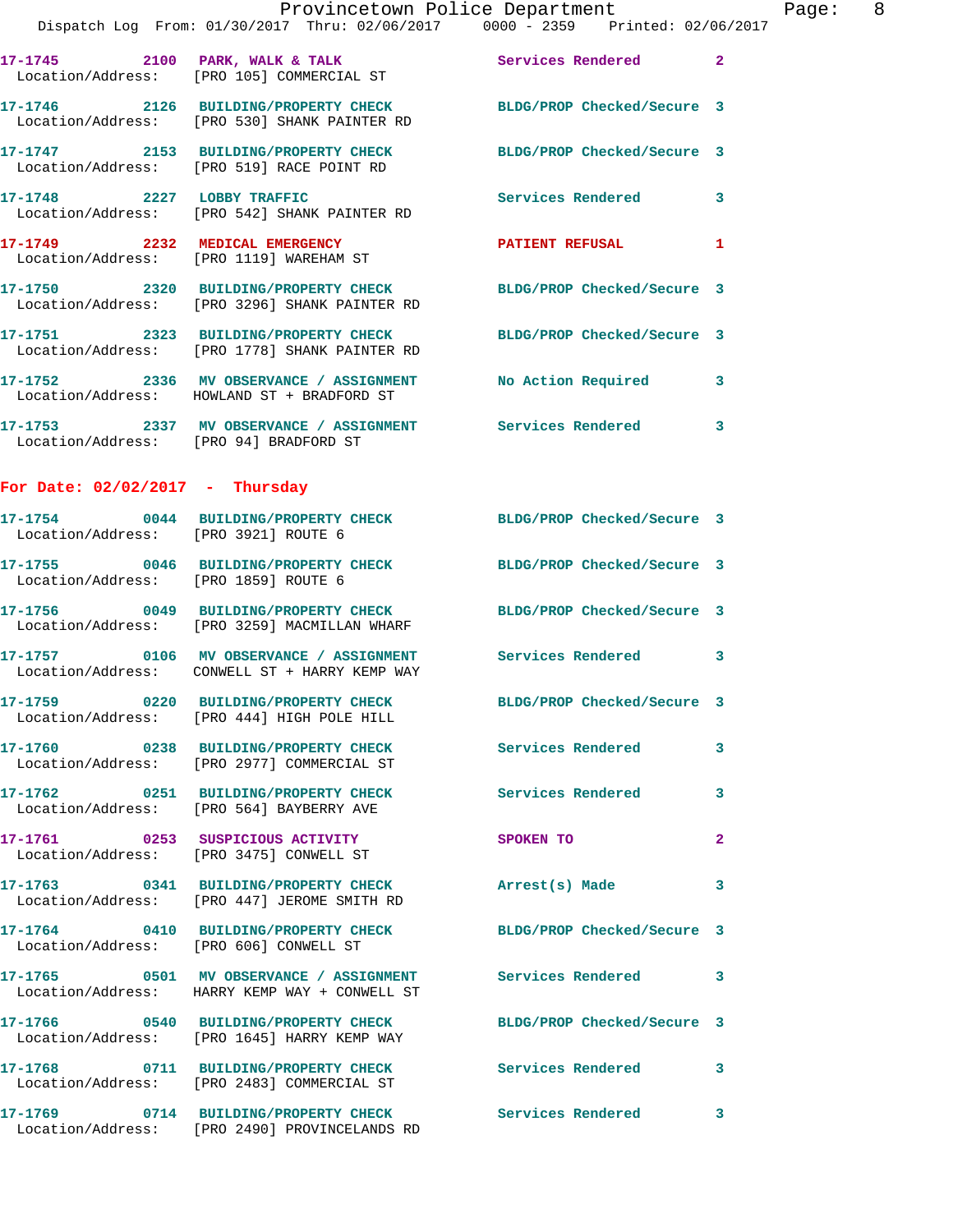17-1745 2100 PARK, WALK & TALK Services Rendered 2
Location/Address: [PRO 105] COMMERCIAL ST

17-1746 2126 BUILDING/PROPERTY CHECK BLDG/PROP Checked/Secure 3
Location/Address: [PRO 530] SHANK PAINTER RD

17-1747 2153 BUILDING/PROPERTY CHECK BLDG/PROP Checked/Secure 3
Location/Address: [PRO 519] RACE POINT RD

17-1748 2227 LOBBY TRAFFIC Services Rendered 3
Location/Address: [PRO 542] SHANK PAINTER RD

17-1749 2232 MEDICAL EMERGENCY PATIENT REFUSAL 1
Location/Address: [PRO 1119] WAREHAM ST

17-1750 2320 BUILDING/PROPERTY CHECK BLDG/PROP Checked/Secure 3
Location/Address: [PRO 3296] SHANK PAINTER RD

17-1751 2323 BUILDING/PROPERTY CHECK BLDG/PROP Checked/Secure 3
Location/Address: [PRO 1778] SHANK PAINTER RD

17-1752 2336 MV OBSERVANCE / ASSIGNMENT No Action Required 3
Location/Address: HOWLAND ST + BRADFORD ST

17-1753 2337 MV OBSERVANCE / ASSIGNMENT Services Rendered 3
Location/Address: [PRO 94] BRADFORD ST

## For Date: 02/02/2017 - Thursday

17-1754 0044 BUILDING/PROPERTY CHECK BLDG/PROP Checked/Secure 3
Location/Address: [PRO 3921] ROUTE 6

17-1755 0046 BUILDING/PROPERTY CHECK BLDG/PROP Checked/Secure 3
Location/Address: [PRO 1859] ROUTE 6

17-1756 0049 BUILDING/PROPERTY CHECK BLDG/PROP Checked/Secure 3
Location/Address: [PRO 3259] MACMILLAN WHARF

17-1757 0106 MV OBSERVANCE / ASSIGNMENT Services Rendered 3
Location/Address: CONWELL ST + HARRY KEMP WAY

17-1759 0220 BUILDING/PROPERTY CHECK BLDG/PROP Checked/Secure 3
Location/Address: [PRO 444] HIGH POLE HILL

17-1760 0238 BUILDING/PROPERTY CHECK Services Rendered 3
Location/Address: [PRO 2977] COMMERCIAL ST

17-1762 0251 BUILDING/PROPERTY CHECK Services Rendered 3
Location/Address: [PRO 564] BAYBERRY AVE

17-1761 0253 SUSPICIOUS ACTIVITY SPOKEN TO 2
Location/Address: [PRO 3475] CONWELL ST

17-1763 0341 BUILDING/PROPERTY CHECK Arrest(s) Made 3
Location/Address: [PRO 447] JEROME SMITH RD

17-1764 0410 BUILDING/PROPERTY CHECK BLDG/PROP Checked/Secure 3
Location/Address: [PRO 606] CONWELL ST

17-1765 0501 MV OBSERVANCE / ASSIGNMENT Services Rendered 3
Location/Address: HARRY KEMP WAY + CONWELL ST

17-1766 0540 BUILDING/PROPERTY CHECK BLDG/PROP Checked/Secure 3
Location/Address: [PRO 1645] HARRY KEMP WAY

17-1768 0711 BUILDING/PROPERTY CHECK Services Rendered 3
Location/Address: [PRO 2483] COMMERCIAL ST

17-1769 0714 BUILDING/PROPERTY CHECK Services Rendered 3
Location/Address: [PRO 2490] PROVINCELANDS RD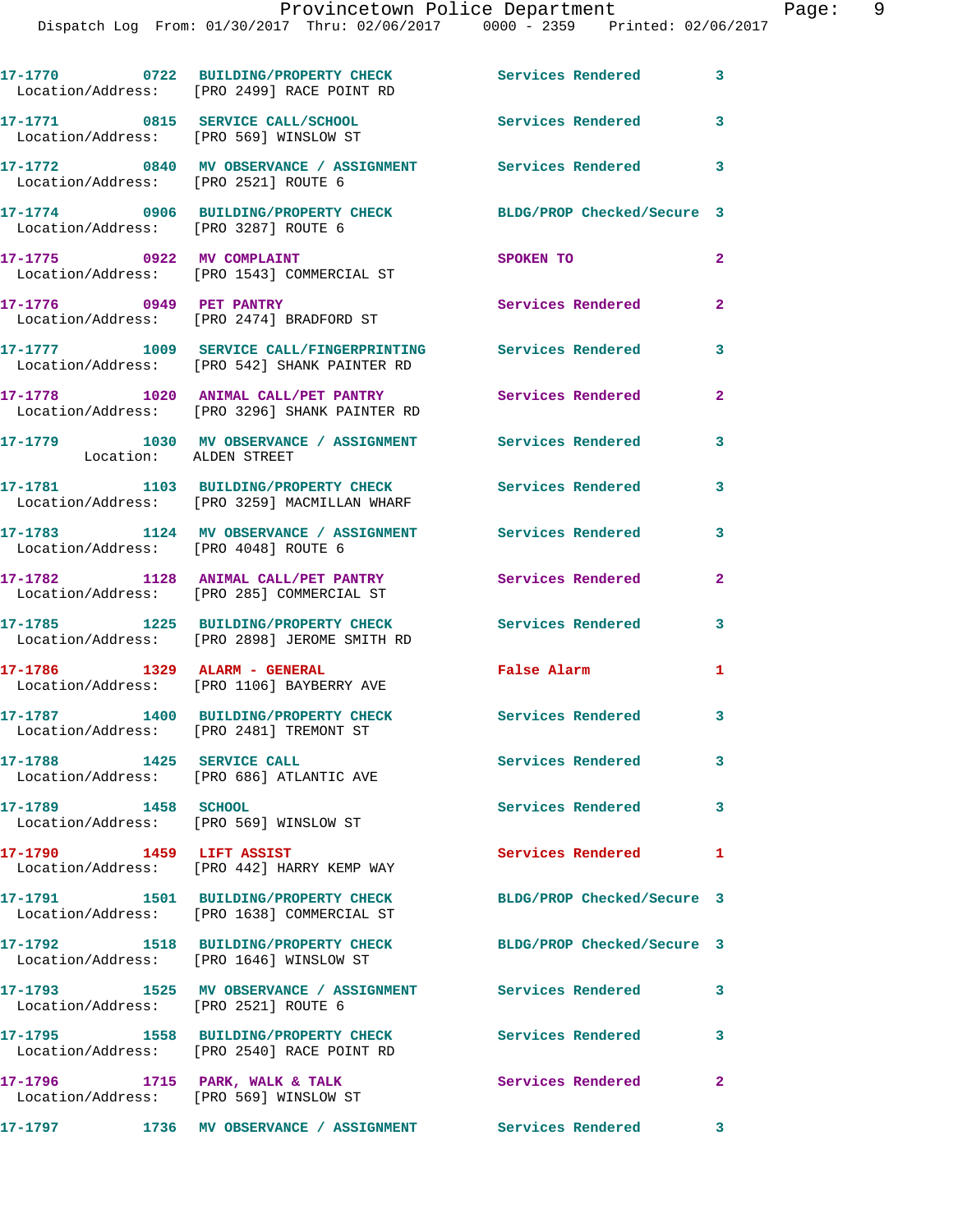```
17-1770        0722  BUILDING/PROPERTY CHECK          Services Rendered        3
   Location/Address:   [PRO 2499] RACE POINT RD

17-1771        0815  SERVICE CALL/SCHOOL              Services Rendered        3
   Location/Address:   [PRO 569] WINSLOW ST

17-1772        0840  MV OBSERVANCE / ASSIGNMENT       Services Rendered        3
   Location/Address:   [PRO 2521] ROUTE 6

17-1774        0906  BUILDING/PROPERTY CHECK          BLDG/PROP Checked/Secure 3
   Location/Address:   [PRO 3287] ROUTE 6

17-1775        0922  MV COMPLAINT                     SPOKEN TO                2
   Location/Address:   [PRO 1543] COMMERCIAL ST

17-1776        0949  PET PANTRY                       Services Rendered        2
   Location/Address:   [PRO 2474] BRADFORD ST

17-1777        1009  SERVICE CALL/FINGERPRINTING      Services Rendered        3
   Location/Address:   [PRO 542] SHANK PAINTER RD

17-1778        1020  ANIMAL CALL/PET PANTRY           Services Rendered        2
   Location/Address:   [PRO 3296] SHANK PAINTER RD

17-1779        1030  MV OBSERVANCE / ASSIGNMENT       Services Rendered        3
           Location:   ALDEN STREET

17-1781        1103  BUILDING/PROPERTY CHECK          Services Rendered        3
   Location/Address:   [PRO 3259] MACMILLAN WHARF

17-1783        1124  MV OBSERVANCE / ASSIGNMENT       Services Rendered        3
   Location/Address:   [PRO 4048] ROUTE 6

17-1782        1128  ANIMAL CALL/PET PANTRY           Services Rendered        2
   Location/Address:   [PRO 285] COMMERCIAL ST

17-1785        1225  BUILDING/PROPERTY CHECK          Services Rendered        3
   Location/Address:   [PRO 2898] JEROME SMITH RD

17-1786        1329  ALARM - GENERAL                  False Alarm              1
   Location/Address:   [PRO 1106] BAYBERRY AVE

17-1787        1400  BUILDING/PROPERTY CHECK          Services Rendered        3
   Location/Address:   [PRO 2481] TREMONT ST

17-1788        1425  SERVICE CALL                     Services Rendered        3
   Location/Address:   [PRO 686] ATLANTIC AVE

17-1789        1458  SCHOOL                           Services Rendered        3
   Location/Address:   [PRO 569] WINSLOW ST

17-1790        1459  LIFT ASSIST                      Services Rendered        1
   Location/Address:   [PRO 442] HARRY KEMP WAY

17-1791        1501  BUILDING/PROPERTY CHECK          BLDG/PROP Checked/Secure 3
   Location/Address:   [PRO 1638] COMMERCIAL ST

17-1792        1518  BUILDING/PROPERTY CHECK          BLDG/PROP Checked/Secure 3
   Location/Address:   [PRO 1646] WINSLOW ST

17-1793        1525  MV OBSERVANCE / ASSIGNMENT       Services Rendered        3
   Location/Address:   [PRO 2521] ROUTE 6

17-1795        1558  BUILDING/PROPERTY CHECK          Services Rendered        3
   Location/Address:   [PRO 2540] RACE POINT RD

17-1796        1715  PARK, WALK & TALK                Services Rendered        2
   Location/Address:   [PRO 569] WINSLOW ST

17-1797        1736  MV OBSERVANCE / ASSIGNMENT       Services Rendered        3
```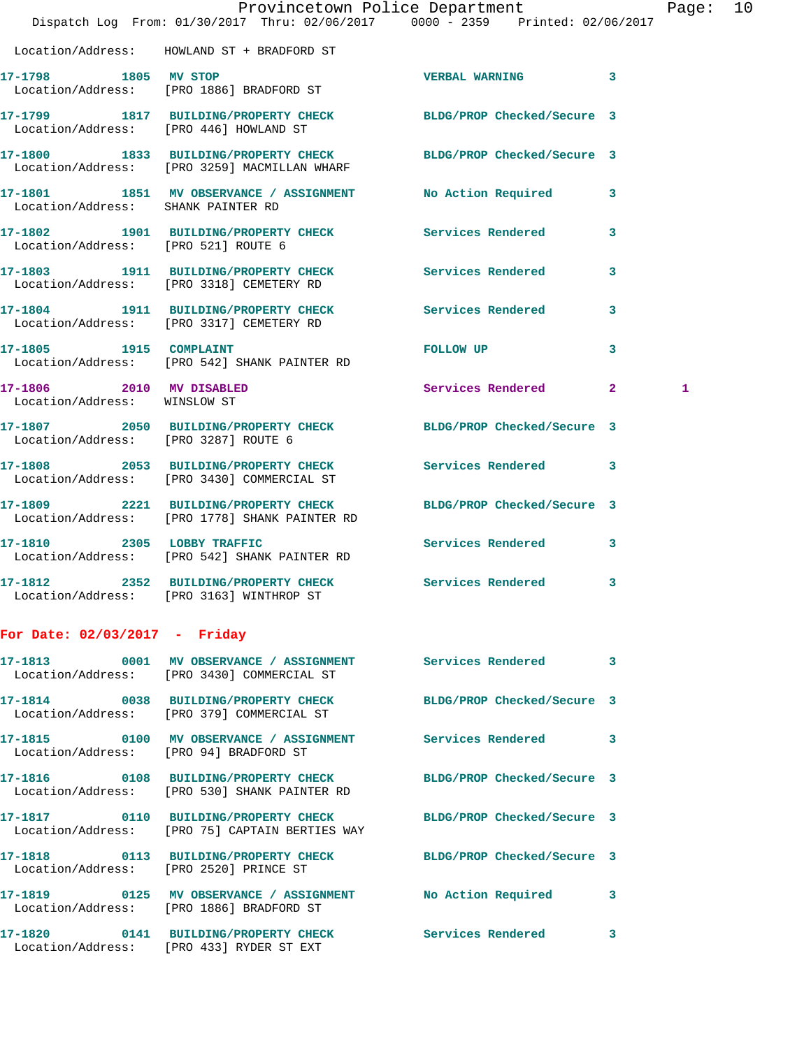Location/Address: HOWLAND ST + BRADFORD ST

| Call # | Time | Call Reason | Action | Priority | |
|---|---|---|---|---|---|
| 17-1798 | 1805 | MV STOP | VERBAL WARNING | 3 | |
| | | Location/Address: [PRO 1886] BRADFORD ST | | | |
| 17-1799 | 1817 | BUILDING/PROPERTY CHECK | BLDG/PROP Checked/Secure | 3 | |
| | | Location/Address: [PRO 446] HOWLAND ST | | | |
| 17-1800 | 1833 | BUILDING/PROPERTY CHECK | BLDG/PROP Checked/Secure | 3 | |
| | | Location/Address: [PRO 3259] MACMILLAN WHARF | | | |
| 17-1801 | 1851 | MV OBSERVANCE / ASSIGNMENT | No Action Required | 3 | |
| | | Location/Address: SHANK PAINTER RD | | | |
| 17-1802 | 1901 | BUILDING/PROPERTY CHECK | Services Rendered | 3 | |
| | | Location/Address: [PRO 521] ROUTE 6 | | | |
| 17-1803 | 1911 | BUILDING/PROPERTY CHECK | Services Rendered | 3 | |
| | | Location/Address: [PRO 3318] CEMETERY RD | | | |
| 17-1804 | 1911 | BUILDING/PROPERTY CHECK | Services Rendered | 3 | |
| | | Location/Address: [PRO 3317] CEMETERY RD | | | |
| 17-1805 | 1915 | COMPLAINT | FOLLOW UP | 3 | |
| | | Location/Address: [PRO 542] SHANK PAINTER RD | | | |
| 17-1806 | 2010 | MV DISABLED | Services Rendered | 2 | 1 |
| | | Location/Address: WINSLOW ST | | | |
| 17-1807 | 2050 | BUILDING/PROPERTY CHECK | BLDG/PROP Checked/Secure | 3 | |
| | | Location/Address: [PRO 3287] ROUTE 6 | | | |
| 17-1808 | 2053 | BUILDING/PROPERTY CHECK | Services Rendered | 3 | |
| | | Location/Address: [PRO 3430] COMMERCIAL ST | | | |
| 17-1809 | 2221 | BUILDING/PROPERTY CHECK | BLDG/PROP Checked/Secure | 3 | |
| | | Location/Address: [PRO 1778] SHANK PAINTER RD | | | |
| 17-1810 | 2305 | LOBBY TRAFFIC | Services Rendered | 3 | |
| | | Location/Address: [PRO 542] SHANK PAINTER RD | | | |
| 17-1812 | 2352 | BUILDING/PROPERTY CHECK | Services Rendered | 3 | |
| | | Location/Address: [PRO 3163] WINTHROP ST | | | |

## For Date: 02/03/2017 - Friday

| Call # | Time | Call Reason | Action | Priority |
|---|---|---|---|---|
| 17-1813 | 0001 | MV OBSERVANCE / ASSIGNMENT | Services Rendered | 3 |
| | | Location/Address: [PRO 3430] COMMERCIAL ST | | |
| 17-1814 | 0038 | BUILDING/PROPERTY CHECK | BLDG/PROP Checked/Secure | 3 |
| | | Location/Address: [PRO 379] COMMERCIAL ST | | |
| 17-1815 | 0100 | MV OBSERVANCE / ASSIGNMENT | Services Rendered | 3 |
| | | Location/Address: [PRO 94] BRADFORD ST | | |
| 17-1816 | 0108 | BUILDING/PROPERTY CHECK | BLDG/PROP Checked/Secure | 3 |
| | | Location/Address: [PRO 530] SHANK PAINTER RD | | |
| 17-1817 | 0110 | BUILDING/PROPERTY CHECK | BLDG/PROP Checked/Secure | 3 |
| | | Location/Address: [PRO 75] CAPTAIN BERTIES WAY | | |
| 17-1818 | 0113 | BUILDING/PROPERTY CHECK | BLDG/PROP Checked/Secure | 3 |
| | | Location/Address: [PRO 2520] PRINCE ST | | |
| 17-1819 | 0125 | MV OBSERVANCE / ASSIGNMENT | No Action Required | 3 |
| | | Location/Address: [PRO 1886] BRADFORD ST | | |
| 17-1820 | 0141 | BUILDING/PROPERTY CHECK | Services Rendered | 3 |
| | | Location/Address: [PRO 433] RYDER ST EXT | | |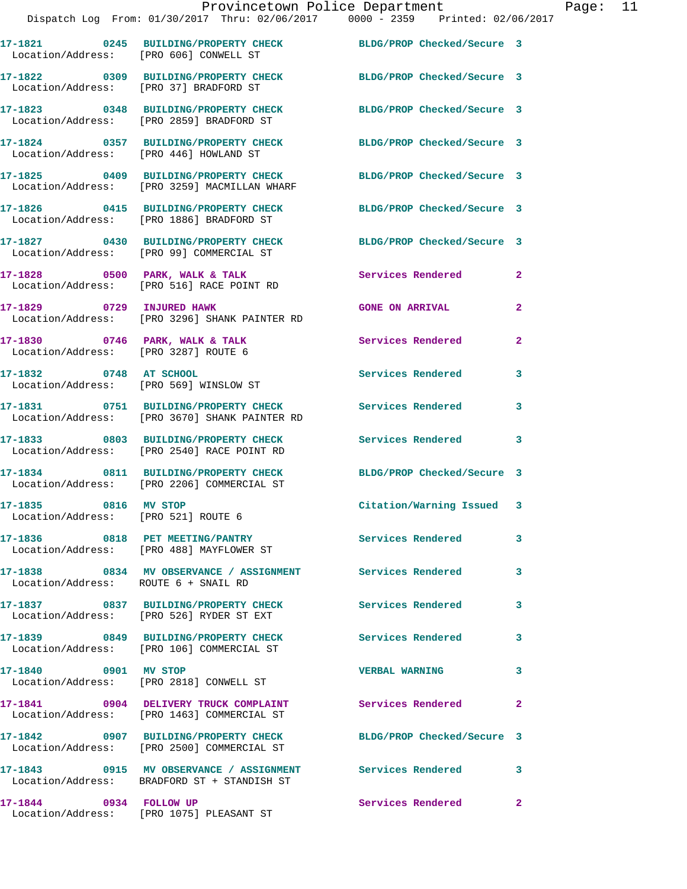17-1821 0245 BUILDING/PROPERTY CHECK BLDG/PROP Checked/Secure 3
Location/Address: [PRO 606] CONWELL ST

17-1822 0309 BUILDING/PROPERTY CHECK BLDG/PROP Checked/Secure 3
Location/Address: [PRO 37] BRADFORD ST

17-1823 0348 BUILDING/PROPERTY CHECK BLDG/PROP Checked/Secure 3
Location/Address: [PRO 2859] BRADFORD ST

17-1824 0357 BUILDING/PROPERTY CHECK BLDG/PROP Checked/Secure 3
Location/Address: [PRO 446] HOWLAND ST

17-1825 0409 BUILDING/PROPERTY CHECK BLDG/PROP Checked/Secure 3
Location/Address: [PRO 3259] MACMILLAN WHARF

17-1826 0415 BUILDING/PROPERTY CHECK BLDG/PROP Checked/Secure 3
Location/Address: [PRO 1886] BRADFORD ST

17-1827 0430 BUILDING/PROPERTY CHECK BLDG/PROP Checked/Secure 3
Location/Address: [PRO 99] COMMERCIAL ST

17-1828 0500 PARK, WALK & TALK Services Rendered 2
Location/Address: [PRO 516] RACE POINT RD

17-1829 0729 INJURED HAWK GONE ON ARRIVAL 2
Location/Address: [PRO 3296] SHANK PAINTER RD

17-1830 0746 PARK, WALK & TALK Services Rendered 2
Location/Address: [PRO 3287] ROUTE 6

17-1832 0748 AT SCHOOL Services Rendered 3
Location/Address: [PRO 569] WINSLOW ST

17-1831 0751 BUILDING/PROPERTY CHECK Services Rendered 3
Location/Address: [PRO 3670] SHANK PAINTER RD

17-1833 0803 BUILDING/PROPERTY CHECK Services Rendered 3
Location/Address: [PRO 2540] RACE POINT RD

17-1834 0811 BUILDING/PROPERTY CHECK BLDG/PROP Checked/Secure 3
Location/Address: [PRO 2206] COMMERCIAL ST

17-1835 0816 MV STOP Citation/Warning Issued 3
Location/Address: [PRO 521] ROUTE 6

17-1836 0818 PET MEETING/PANTRY Services Rendered 3
Location/Address: [PRO 488] MAYFLOWER ST

17-1838 0834 MV OBSERVANCE / ASSIGNMENT Services Rendered 3
Location/Address: ROUTE 6 + SNAIL RD

17-1837 0837 BUILDING/PROPERTY CHECK Services Rendered 3
Location/Address: [PRO 526] RYDER ST EXT

17-1839 0849 BUILDING/PROPERTY CHECK Services Rendered 3
Location/Address: [PRO 106] COMMERCIAL ST

17-1840 0901 MV STOP VERBAL WARNING 3
Location/Address: [PRO 2818] CONWELL ST

17-1841 0904 DELIVERY TRUCK COMPLAINT Services Rendered 2
Location/Address: [PRO 1463] COMMERCIAL ST

17-1842 0907 BUILDING/PROPERTY CHECK BLDG/PROP Checked/Secure 3
Location/Address: [PRO 2500] COMMERCIAL ST

17-1843 0915 MV OBSERVANCE / ASSIGNMENT Services Rendered 3
Location/Address: BRADFORD ST + STANDISH ST

17-1844 0934 FOLLOW UP Services Rendered 2
Location/Address: [PRO 1075] PLEASANT ST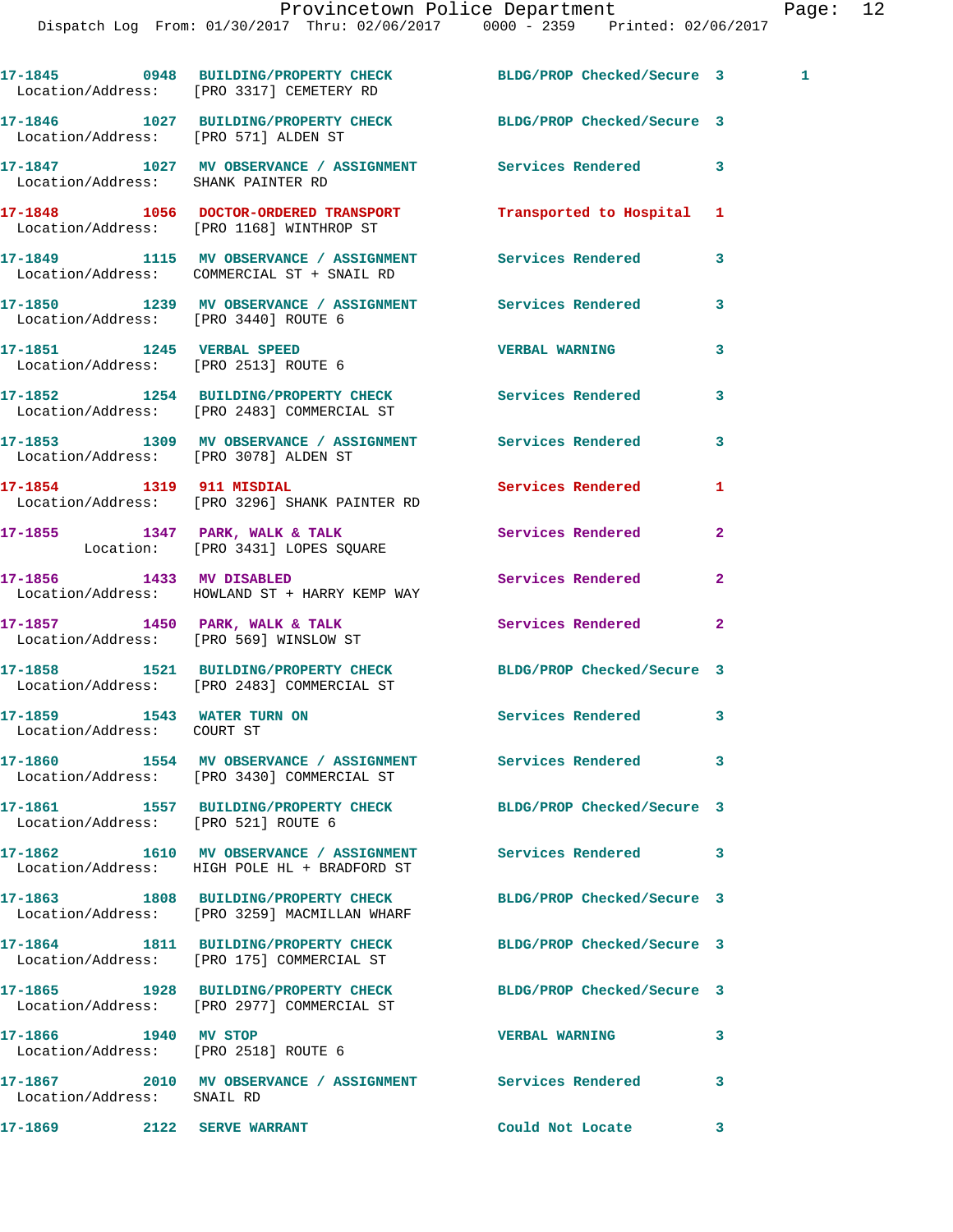17-1845 0948 BUILDING/PROPERTY CHECK BLDG/PROP Checked/Secure 3 1
Location/Address: [PRO 3317] CEMETERY RD

17-1846 1027 BUILDING/PROPERTY CHECK BLDG/PROP Checked/Secure 3
Location/Address: [PRO 571] ALDEN ST

17-1847 1027 MV OBSERVANCE / ASSIGNMENT Services Rendered 3
Location/Address: SHANK PAINTER RD

17-1848 1056 DOCTOR-ORDERED TRANSPORT Transported to Hospital 1
Location/Address: [PRO 1168] WINTHROP ST

17-1849 1115 MV OBSERVANCE / ASSIGNMENT Services Rendered 3
Location/Address: COMMERCIAL ST + SNAIL RD

17-1850 1239 MV OBSERVANCE / ASSIGNMENT Services Rendered 3
Location/Address: [PRO 3440] ROUTE 6

17-1851 1245 VERBAL SPEED VERBAL WARNING 3
Location/Address: [PRO 2513] ROUTE 6

17-1852 1254 BUILDING/PROPERTY CHECK Services Rendered 3
Location/Address: [PRO 2483] COMMERCIAL ST

17-1853 1309 MV OBSERVANCE / ASSIGNMENT Services Rendered 3
Location/Address: [PRO 3078] ALDEN ST

17-1854 1319 911 MISDIAL Services Rendered 1
Location/Address: [PRO 3296] SHANK PAINTER RD

17-1855 1347 PARK, WALK & TALK Services Rendered 2
Location: [PRO 3431] LOPES SQUARE

17-1856 1433 MV DISABLED Services Rendered 2
Location/Address: HOWLAND ST + HARRY KEMP WAY

17-1857 1450 PARK, WALK & TALK Services Rendered 2
Location/Address: [PRO 569] WINSLOW ST

17-1858 1521 BUILDING/PROPERTY CHECK BLDG/PROP Checked/Secure 3
Location/Address: [PRO 2483] COMMERCIAL ST

17-1859 1543 WATER TURN ON Services Rendered 3
Location/Address: COURT ST

17-1860 1554 MV OBSERVANCE / ASSIGNMENT Services Rendered 3
Location/Address: [PRO 3430] COMMERCIAL ST

17-1861 1557 BUILDING/PROPERTY CHECK BLDG/PROP Checked/Secure 3
Location/Address: [PRO 521] ROUTE 6

17-1862 1610 MV OBSERVANCE / ASSIGNMENT Services Rendered 3
Location/Address: HIGH POLE HL + BRADFORD ST

17-1863 1808 BUILDING/PROPERTY CHECK BLDG/PROP Checked/Secure 3
Location/Address: [PRO 3259] MACMILLAN WHARF

17-1864 1811 BUILDING/PROPERTY CHECK BLDG/PROP Checked/Secure 3
Location/Address: [PRO 175] COMMERCIAL ST

17-1865 1928 BUILDING/PROPERTY CHECK BLDG/PROP Checked/Secure 3
Location/Address: [PRO 2977] COMMERCIAL ST

17-1866 1940 MV STOP VERBAL WARNING 3
Location/Address: [PRO 2518] ROUTE 6

17-1867 2010 MV OBSERVANCE / ASSIGNMENT Services Rendered 3
Location/Address: SNAIL RD

17-1869 2122 SERVE WARRANT Could Not Locate 3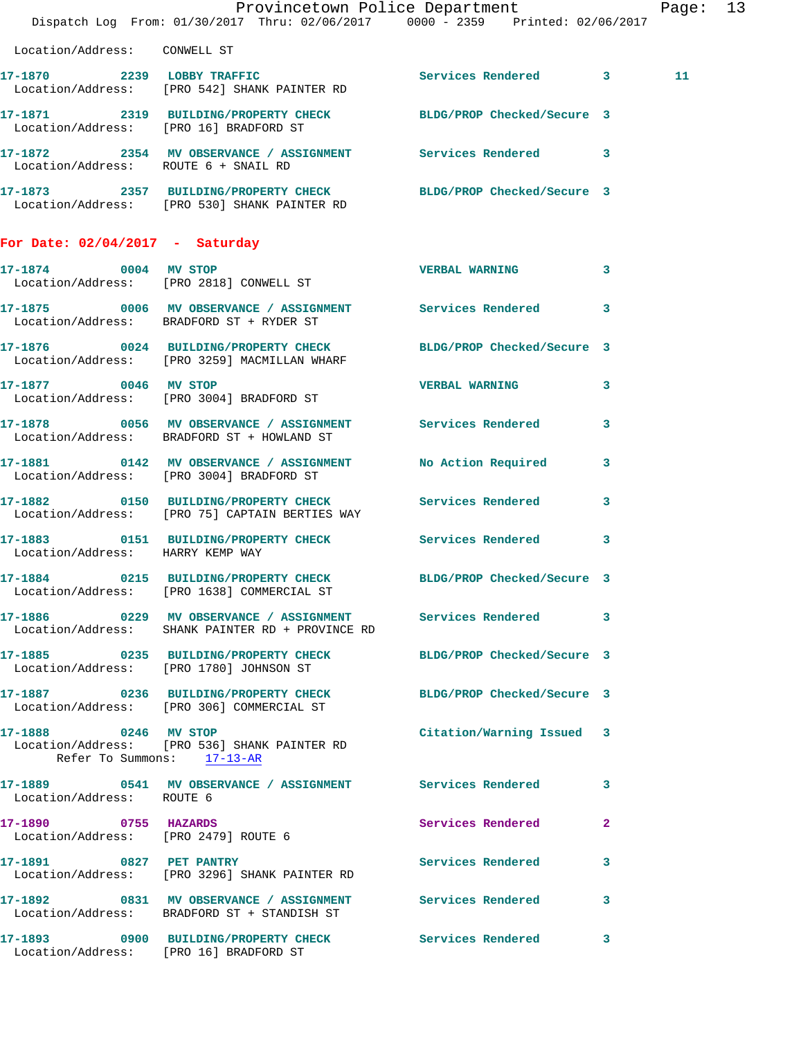Location/Address: CONWELL ST

**17-1870** 2239 LOBBY TRAFFIC Services Rendered 3 11
Location/Address: [PRO 542] SHANK PAINTER RD

**17-1871** 2319 BUILDING/PROPERTY CHECK BLDG/PROP Checked/Secure 3
Location/Address: [PRO 16] BRADFORD ST

**17-1872** 2354 MV OBSERVANCE / ASSIGNMENT Services Rendered 3
Location/Address: ROUTE 6 + SNAIL RD

**17-1873** 2357 BUILDING/PROPERTY CHECK BLDG/PROP Checked/Secure 3
Location/Address: [PRO 530] SHANK PAINTER RD

## For Date: 02/04/2017 - Saturday

**17-1874** 0004 MV STOP VERBAL WARNING 3
Location/Address: [PRO 2818] CONWELL ST

**17-1875** 0006 MV OBSERVANCE / ASSIGNMENT Services Rendered 3
Location/Address: BRADFORD ST + RYDER ST

**17-1876** 0024 BUILDING/PROPERTY CHECK BLDG/PROP Checked/Secure 3
Location/Address: [PRO 3259] MACMILLAN WHARF

**17-1877** 0046 MV STOP VERBAL WARNING 3
Location/Address: [PRO 3004] BRADFORD ST

**17-1878** 0056 MV OBSERVANCE / ASSIGNMENT Services Rendered 3
Location/Address: BRADFORD ST + HOWLAND ST

**17-1881** 0142 MV OBSERVANCE / ASSIGNMENT No Action Required 3
Location/Address: [PRO 3004] BRADFORD ST

**17-1882** 0150 BUILDING/PROPERTY CHECK Services Rendered 3
Location/Address: [PRO 75] CAPTAIN BERTIES WAY

**17-1883** 0151 BUILDING/PROPERTY CHECK Services Rendered 3
Location/Address: HARRY KEMP WAY

**17-1884** 0215 BUILDING/PROPERTY CHECK BLDG/PROP Checked/Secure 3
Location/Address: [PRO 1638] COMMERCIAL ST

**17-1886** 0229 MV OBSERVANCE / ASSIGNMENT Services Rendered 3
Location/Address: SHANK PAINTER RD + PROVINCE RD

**17-1885** 0235 BUILDING/PROPERTY CHECK BLDG/PROP Checked/Secure 3
Location/Address: [PRO 1780] JOHNSON ST

**17-1887** 0236 BUILDING/PROPERTY CHECK BLDG/PROP Checked/Secure 3
Location/Address: [PRO 306] COMMERCIAL ST

**17-1888** 0246 MV STOP Citation/Warning Issued 3
Location/Address: [PRO 536] SHANK PAINTER RD
Refer To Summons: 17-13-AR

**17-1889** 0541 MV OBSERVANCE / ASSIGNMENT Services Rendered 3
Location/Address: ROUTE 6

**17-1890** 0755 HAZARDS Services Rendered 2
Location/Address: [PRO 2479] ROUTE 6

**17-1891** 0827 PET PANTRY Services Rendered 3
Location/Address: [PRO 3296] SHANK PAINTER RD

**17-1892** 0831 MV OBSERVANCE / ASSIGNMENT Services Rendered 3
Location/Address: BRADFORD ST + STANDISH ST

**17-1893** 0900 BUILDING/PROPERTY CHECK Services Rendered 3
Location/Address: [PRO 16] BRADFORD ST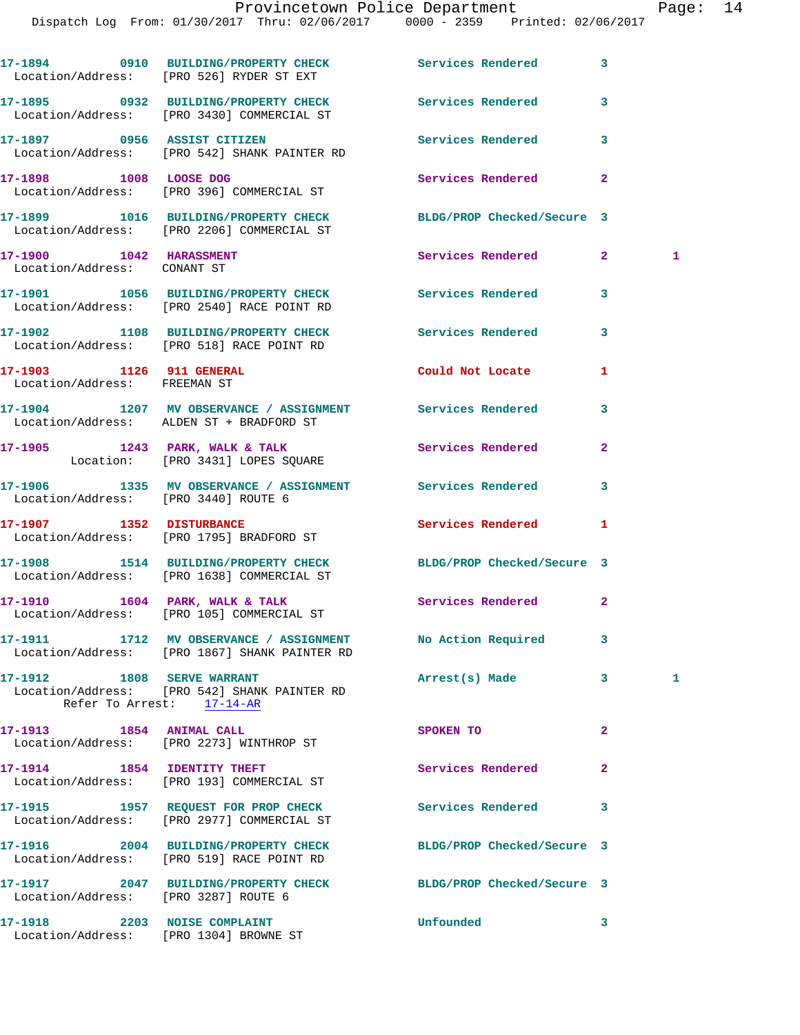17-1894 0910 BUILDING/PROPERTY CHECK Services Rendered 3
Location/Address: [PRO 526] RYDER ST EXT

17-1895 0932 BUILDING/PROPERTY CHECK Services Rendered 3
Location/Address: [PRO 3430] COMMERCIAL ST

17-1897 0956 ASSIST CITIZEN Services Rendered 3
Location/Address: [PRO 542] SHANK PAINTER RD

17-1898 1008 LOOSE DOG Services Rendered 2
Location/Address: [PRO 396] COMMERCIAL ST

17-1899 1016 BUILDING/PROPERTY CHECK BLDG/PROP Checked/Secure 3
Location/Address: [PRO 2206] COMMERCIAL ST

17-1900 1042 HARASSMENT Services Rendered 2 1
Location/Address: CONANT ST

17-1901 1056 BUILDING/PROPERTY CHECK Services Rendered 3
Location/Address: [PRO 2540] RACE POINT RD

17-1902 1108 BUILDING/PROPERTY CHECK Services Rendered 3
Location/Address: [PRO 518] RACE POINT RD

17-1903 1126 911 GENERAL Could Not Locate 1
Location/Address: FREEMAN ST

17-1904 1207 MV OBSERVANCE / ASSIGNMENT Services Rendered 3
Location/Address: ALDEN ST + BRADFORD ST

17-1905 1243 PARK, WALK & TALK Services Rendered 2
Location: [PRO 3431] LOPES SQUARE

17-1906 1335 MV OBSERVANCE / ASSIGNMENT Services Rendered 3
Location/Address: [PRO 3440] ROUTE 6

17-1907 1352 DISTURBANCE Services Rendered 1
Location/Address: [PRO 1795] BRADFORD ST

17-1908 1514 BUILDING/PROPERTY CHECK BLDG/PROP Checked/Secure 3
Location/Address: [PRO 1638] COMMERCIAL ST

17-1910 1604 PARK, WALK & TALK Services Rendered 2
Location/Address: [PRO 105] COMMERCIAL ST

17-1911 1712 MV OBSERVANCE / ASSIGNMENT No Action Required 3
Location/Address: [PRO 1867] SHANK PAINTER RD

17-1912 1808 SERVE WARRANT Arrest(s) Made 3 1
Location/Address: [PRO 542] SHANK PAINTER RD
Refer To Arrest: 17-14-AR

17-1913 1854 ANIMAL CALL SPOKEN TO 2
Location/Address: [PRO 2273] WINTHROP ST

17-1914 1854 IDENTITY THEFT Services Rendered 2
Location/Address: [PRO 193] COMMERCIAL ST

17-1915 1957 REQUEST FOR PROP CHECK Services Rendered 3
Location/Address: [PRO 2977] COMMERCIAL ST

17-1916 2004 BUILDING/PROPERTY CHECK BLDG/PROP Checked/Secure 3
Location/Address: [PRO 519] RACE POINT RD

17-1917 2047 BUILDING/PROPERTY CHECK BLDG/PROP Checked/Secure 3
Location/Address: [PRO 3287] ROUTE 6

17-1918 2203 NOISE COMPLAINT Unfounded 3
Location/Address: [PRO 1304] BROWNE ST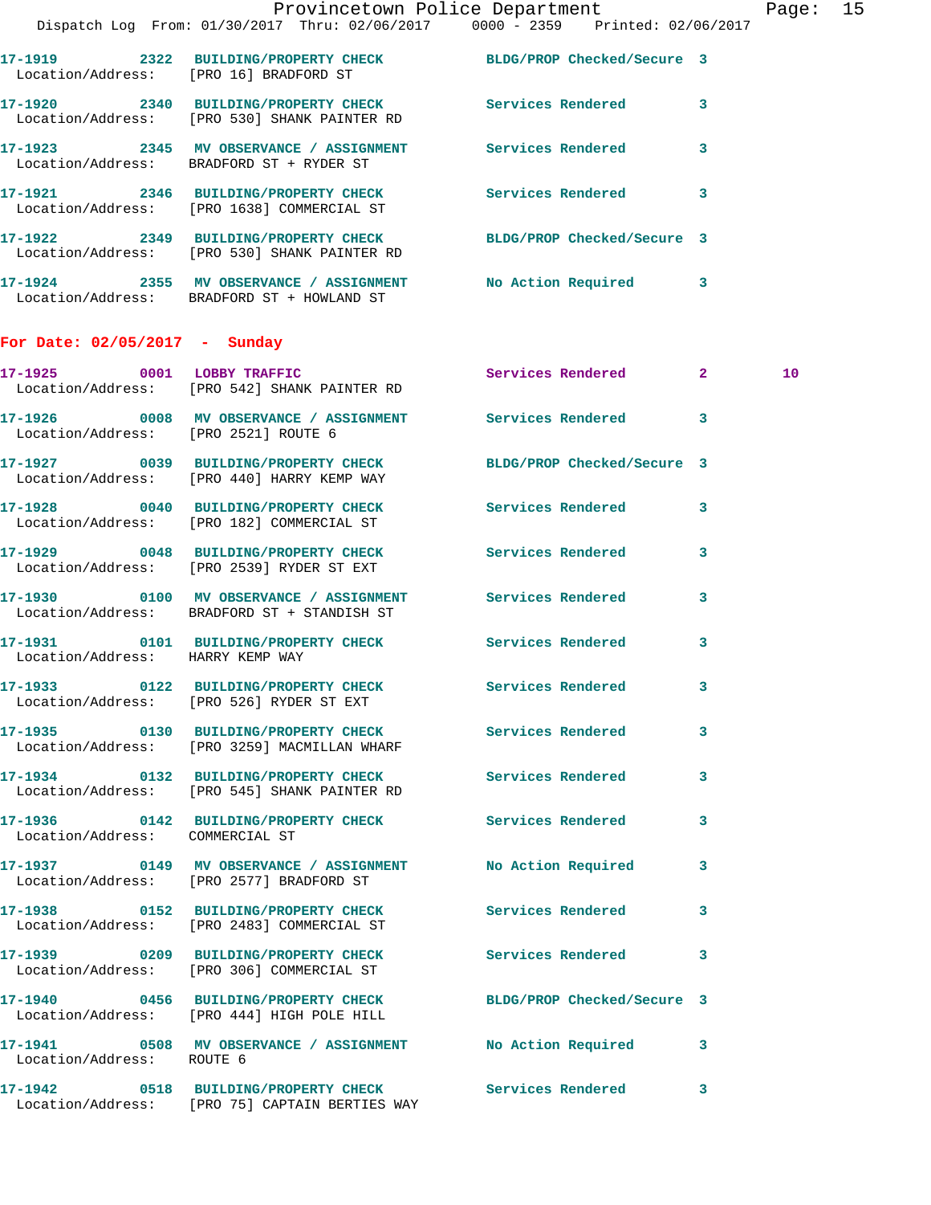17-1919 2322 BUILDING/PROPERTY CHECK BLDG/PROP Checked/Secure 3
Location/Address: [PRO 16] BRADFORD ST

17-1920 2340 BUILDING/PROPERTY CHECK Services Rendered 3
Location/Address: [PRO 530] SHANK PAINTER RD

17-1923 2345 MV OBSERVATION / ASSIGNMENT Services Rendered 3
Location/Address: BRADFORD ST + RYDER ST

17-1921 2346 BUILDING/PROPERTY CHECK Services Rendered 3
Location/Address: [PRO 1638] COMMERCIAL ST

17-1922 2349 BUILDING/PROPERTY CHECK BLDG/PROP Checked/Secure 3
Location/Address: [PRO 530] SHANK PAINTER RD

17-1924 2355 MV OBSERVATION / ASSIGNMENT No Action Required 3
Location/Address: BRADFORD ST + HOWLAND ST

## For Date: 02/05/2017 - Sunday

17-1925 0001 LOBBY TRAFFIC Services Rendered 2 10
Location/Address: [PRO 542] SHANK PAINTER RD

17-1926 0008 MV OBSERVATION / ASSIGNMENT Services Rendered 3
Location/Address: [PRO 2521] ROUTE 6

17-1927 0039 BUILDING/PROPERTY CHECK BLDG/PROP Checked/Secure 3
Location/Address: [PRO 440] HARRY KEMP WAY

17-1928 0040 BUILDING/PROPERTY CHECK Services Rendered 3
Location/Address: [PRO 182] COMMERCIAL ST

17-1929 0048 BUILDING/PROPERTY CHECK Services Rendered 3
Location/Address: [PRO 2539] RYDER ST EXT

17-1930 0100 MV OBSERVATION / ASSIGNMENT Services Rendered 3
Location/Address: BRADFORD ST + STANDISH ST

17-1931 0101 BUILDING/PROPERTY CHECK Services Rendered 3
Location/Address: HARRY KEMP WAY

17-1933 0122 BUILDING/PROPERTY CHECK Services Rendered 3
Location/Address: [PRO 526] RYDER ST EXT

17-1935 0130 BUILDING/PROPERTY CHECK Services Rendered 3
Location/Address: [PRO 3259] MACMILLAN WHARF

17-1934 0132 BUILDING/PROPERTY CHECK Services Rendered 3
Location/Address: [PRO 545] SHANK PAINTER RD

17-1936 0142 BUILDING/PROPERTY CHECK Services Rendered 3
Location/Address: COMMERCIAL ST

17-1937 0149 MV OBSERVATION / ASSIGNMENT No Action Required 3
Location/Address: [PRO 2577] BRADFORD ST

17-1938 0152 BUILDING/PROPERTY CHECK Services Rendered 3
Location/Address: [PRO 2483] COMMERCIAL ST

17-1939 0209 BUILDING/PROPERTY CHECK Services Rendered 3
Location/Address: [PRO 306] COMMERCIAL ST

17-1940 0456 BUILDING/PROPERTY CHECK BLDG/PROP Checked/Secure 3
Location/Address: [PRO 444] HIGH POLE HILL

17-1941 0508 MV OBSERVATION / ASSIGNMENT No Action Required 3
Location/Address: ROUTE 6

17-1942 0518 BUILDING/PROPERTY CHECK Services Rendered 3
Location/Address: [PRO 75] CAPTAIN BERTIES WAY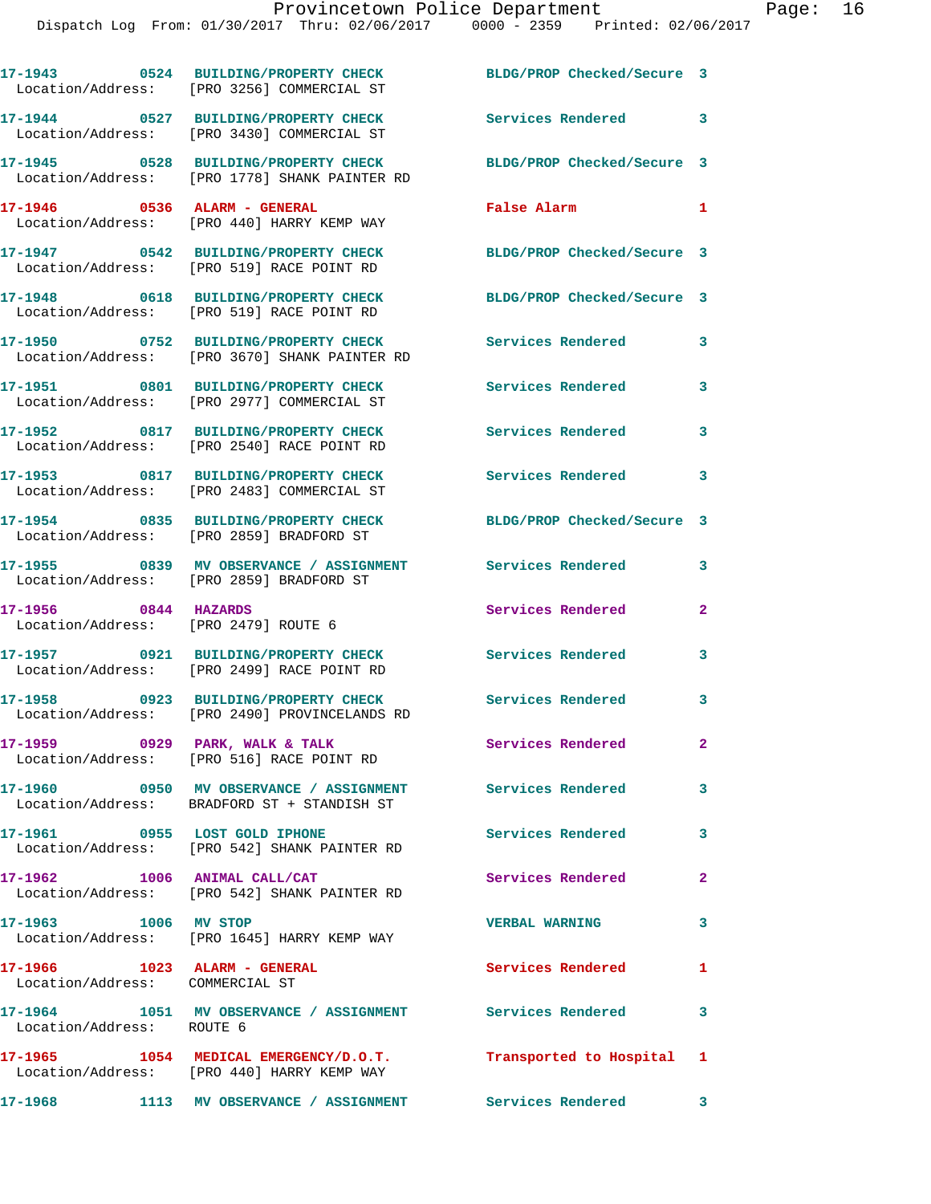17-1943 0524 BUILDING/PROPERTY CHECK BLDG/PROP Checked/Secure 3
Location/Address: [PRO 3256] COMMERCIAL ST

17-1944 0527 BUILDING/PROPERTY CHECK Services Rendered 3
Location/Address: [PRO 3430] COMMERCIAL ST

17-1945 0528 BUILDING/PROPERTY CHECK BLDG/PROP Checked/Secure 3
Location/Address: [PRO 1778] SHANK PAINTER RD

17-1946 0536 ALARM - GENERAL False Alarm 1
Location/Address: [PRO 440] HARRY KEMP WAY

17-1947 0542 BUILDING/PROPERTY CHECK BLDG/PROP Checked/Secure 3
Location/Address: [PRO 519] RACE POINT RD

17-1948 0618 BUILDING/PROPERTY CHECK BLDG/PROP Checked/Secure 3
Location/Address: [PRO 519] RACE POINT RD

17-1950 0752 BUILDING/PROPERTY CHECK Services Rendered 3
Location/Address: [PRO 3670] SHANK PAINTER RD

17-1951 0801 BUILDING/PROPERTY CHECK Services Rendered 3
Location/Address: [PRO 2977] COMMERCIAL ST

17-1952 0817 BUILDING/PROPERTY CHECK Services Rendered 3
Location/Address: [PRO 2540] RACE POINT RD

17-1953 0817 BUILDING/PROPERTY CHECK Services Rendered 3
Location/Address: [PRO 2483] COMMERCIAL ST

17-1954 0835 BUILDING/PROPERTY CHECK BLDG/PROP Checked/Secure 3
Location/Address: [PRO 2859] BRADFORD ST

17-1955 0839 MV OBSERVANCE / ASSIGNMENT Services Rendered 3
Location/Address: [PRO 2859] BRADFORD ST

17-1956 0844 HAZARDS Services Rendered 2
Location/Address: [PRO 2479] ROUTE 6

17-1957 0921 BUILDING/PROPERTY CHECK Services Rendered 3
Location/Address: [PRO 2499] RACE POINT RD

17-1958 0923 BUILDING/PROPERTY CHECK Services Rendered 3
Location/Address: [PRO 2490] PROVINCELANDS RD

17-1959 0929 PARK, WALK & TALK Services Rendered 2
Location/Address: [PRO 516] RACE POINT RD

17-1960 0950 MV OBSERVANCE / ASSIGNMENT Services Rendered 3
Location/Address: BRADFORD ST + STANDISH ST

17-1961 0955 LOST GOLD IPHONE Services Rendered 3
Location/Address: [PRO 542] SHANK PAINTER RD

17-1962 1006 ANIMAL CALL/CAT Services Rendered 2
Location/Address: [PRO 542] SHANK PAINTER RD

17-1963 1006 MV STOP VERBAL WARNING 3
Location/Address: [PRO 1645] HARRY KEMP WAY

17-1966 1023 ALARM - GENERAL Services Rendered 1
Location/Address: COMMERCIAL ST

17-1964 1051 MV OBSERVANCE / ASSIGNMENT Services Rendered 3
Location/Address: ROUTE 6

17-1965 1054 MEDICAL EMERGENCY/D.O.T. Transported to Hospital 1
Location/Address: [PRO 440] HARRY KEMP WAY

17-1968 1113 MV OBSERVANCE / ASSIGNMENT Services Rendered 3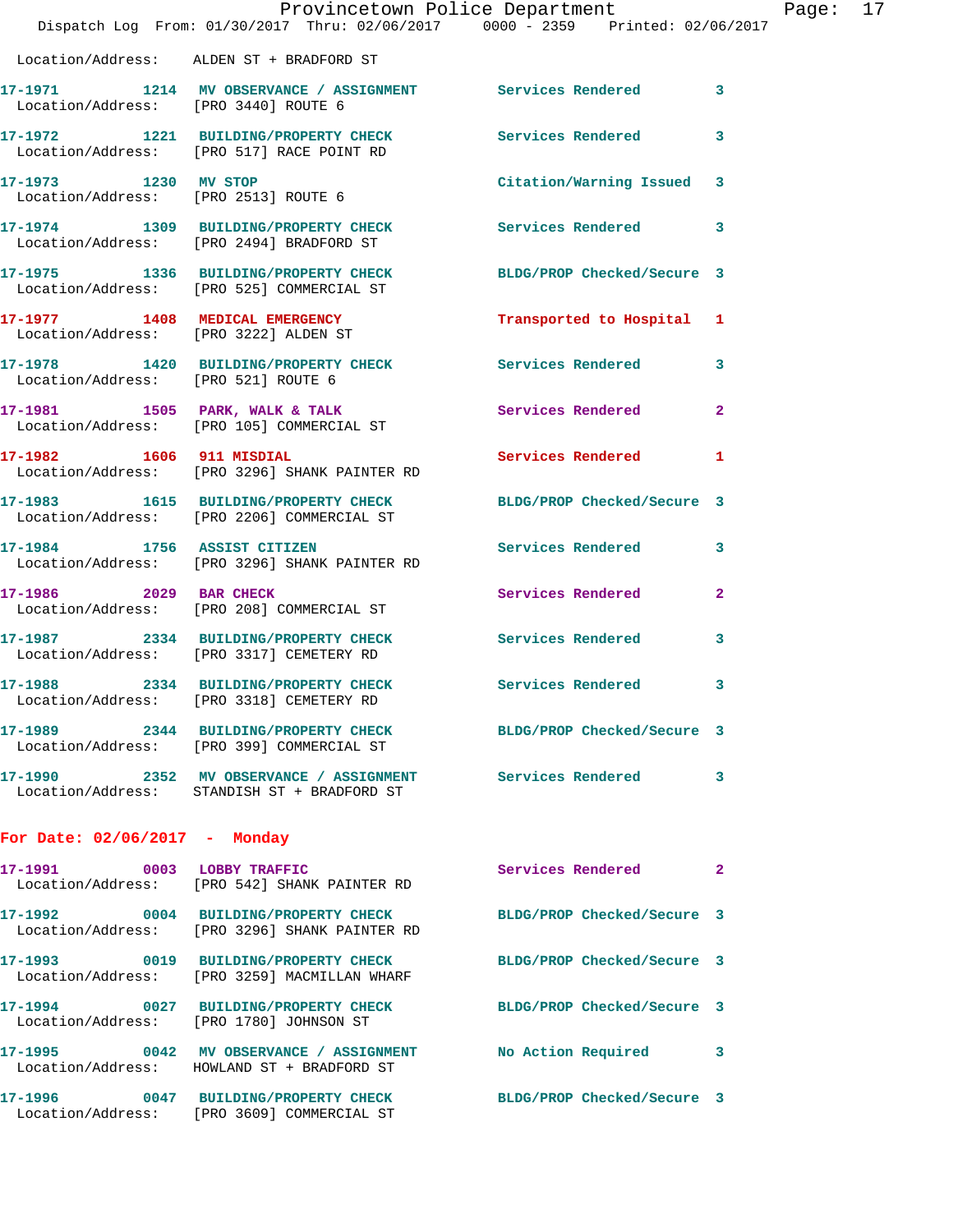Location/Address: ALDEN ST + BRADFORD ST

**17-1971** 1214 **MV OBSERVANCE / ASSIGNMENT** Services Rendered 3
Location/Address: [PRO 3440] ROUTE 6

**17-1972** 1221 **BUILDING/PROPERTY CHECK** Services Rendered 3
Location/Address: [PRO 517] RACE POINT RD

**17-1973** 1230 **MV STOP** Citation/Warning Issued 3
Location/Address: [PRO 2513] ROUTE 6

**17-1974** 1309 **BUILDING/PROPERTY CHECK** Services Rendered 3
Location/Address: [PRO 2494] BRADFORD ST

**17-1975** 1336 **BUILDING/PROPERTY CHECK** BLDG/PROP Checked/Secure 3
Location/Address: [PRO 525] COMMERCIAL ST

**17-1977** 1408 **MEDICAL EMERGENCY** Transported to Hospital 1
Location/Address: [PRO 3222] ALDEN ST

**17-1978** 1420 **BUILDING/PROPERTY CHECK** Services Rendered 3
Location/Address: [PRO 521] ROUTE 6

**17-1981** 1505 **PARK, WALK & TALK** Services Rendered 2
Location/Address: [PRO 105] COMMERCIAL ST

**17-1982** 1606 **911 MISDIAL** Services Rendered 1
Location/Address: [PRO 3296] SHANK PAINTER RD

**17-1983** 1615 **BUILDING/PROPERTY CHECK** BLDG/PROP Checked/Secure 3
Location/Address: [PRO 2206] COMMERCIAL ST

**17-1984** 1756 **ASSIST CITIZEN** Services Rendered 3
Location/Address: [PRO 3296] SHANK PAINTER RD

**17-1986** 2029 **BAR CHECK** Services Rendered 2
Location/Address: [PRO 208] COMMERCIAL ST

**17-1987** 2334 **BUILDING/PROPERTY CHECK** Services Rendered 3
Location/Address: [PRO 3317] CEMETERY RD

**17-1988** 2334 **BUILDING/PROPERTY CHECK** Services Rendered 3
Location/Address: [PRO 3318] CEMETERY RD

**17-1989** 2344 **BUILDING/PROPERTY CHECK** BLDG/PROP Checked/Secure 3
Location/Address: [PRO 399] COMMERCIAL ST

**17-1990** 2352 **MV OBSERVANCE / ASSIGNMENT** Services Rendered 3
Location/Address: STANDISH ST + BRADFORD ST

## For Date: 02/06/2017 - Monday

**17-1991** 0003 **LOBBY TRAFFIC** Services Rendered 2
Location/Address: [PRO 542] SHANK PAINTER RD

**17-1992** 0004 **BUILDING/PROPERTY CHECK** BLDG/PROP Checked/Secure 3
Location/Address: [PRO 3296] SHANK PAINTER RD

**17-1993** 0019 **BUILDING/PROPERTY CHECK** BLDG/PROP Checked/Secure 3
Location/Address: [PRO 3259] MACMILLAN WHARF

**17-1994** 0027 **BUILDING/PROPERTY CHECK** BLDG/PROP Checked/Secure 3
Location/Address: [PRO 1780] JOHNSON ST

**17-1995** 0042 **MV OBSERVANCE / ASSIGNMENT** No Action Required 3
Location/Address: HOWLAND ST + BRADFORD ST

**17-1996** 0047 **BUILDING/PROPERTY CHECK** BLDG/PROP Checked/Secure 3
Location/Address: [PRO 3609] COMMERCIAL ST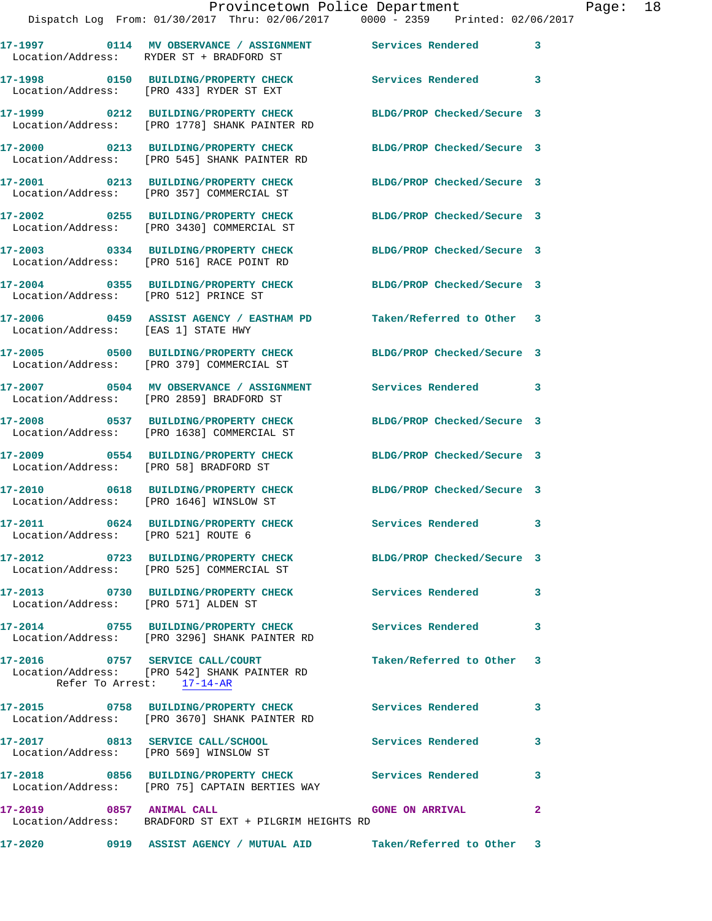**17-1997 0114 MV OBSERVANCE / ASSIGNMENT** Services Rendered 3
Location/Address: RYDER ST + BRADFORD ST

**17-1998 0150 BUILDING/PROPERTY CHECK** Services Rendered 3
Location/Address: [PRO 433] RYDER ST EXT

**17-1999 0212 BUILDING/PROPERTY CHECK** BLDG/PROP Checked/Secure 3
Location/Address: [PRO 1778] SHANK PAINTER RD

**17-2000 0213 BUILDING/PROPERTY CHECK** BLDG/PROP Checked/Secure 3
Location/Address: [PRO 545] SHANK PAINTER RD

**17-2001 0213 BUILDING/PROPERTY CHECK** BLDG/PROP Checked/Secure 3
Location/Address: [PRO 357] COMMERCIAL ST

**17-2002 0255 BUILDING/PROPERTY CHECK** BLDG/PROP Checked/Secure 3
Location/Address: [PRO 3430] COMMERCIAL ST

**17-2003 0334 BUILDING/PROPERTY CHECK** BLDG/PROP Checked/Secure 3
Location/Address: [PRO 516] RACE POINT RD

**17-2004 0355 BUILDING/PROPERTY CHECK** BLDG/PROP Checked/Secure 3
Location/Address: [PRO 512] PRINCE ST

**17-2006 0459 ASSIST AGENCY / EASTHAM PD** Taken/Referred to Other 3
Location/Address: [EAS 1] STATE HWY

**17-2005 0500 BUILDING/PROPERTY CHECK** BLDG/PROP Checked/Secure 3
Location/Address: [PRO 379] COMMERCIAL ST

**17-2007 0504 MV OBSERVANCE / ASSIGNMENT** Services Rendered 3
Location/Address: [PRO 2859] BRADFORD ST

**17-2008 0537 BUILDING/PROPERTY CHECK** BLDG/PROP Checked/Secure 3
Location/Address: [PRO 1638] COMMERCIAL ST

**17-2009 0554 BUILDING/PROPERTY CHECK** BLDG/PROP Checked/Secure 3
Location/Address: [PRO 58] BRADFORD ST

**17-2010 0618 BUILDING/PROPERTY CHECK** BLDG/PROP Checked/Secure 3
Location/Address: [PRO 1646] WINSLOW ST

**17-2011 0624 BUILDING/PROPERTY CHECK** Services Rendered 3
Location/Address: [PRO 521] ROUTE 6

**17-2012 0723 BUILDING/PROPERTY CHECK** BLDG/PROP Checked/Secure 3
Location/Address: [PRO 525] COMMERCIAL ST

**17-2013 0730 BUILDING/PROPERTY CHECK** Services Rendered 3
Location/Address: [PRO 571] ALDEN ST

**17-2014 0755 BUILDING/PROPERTY CHECK** Services Rendered 3
Location/Address: [PRO 3296] SHANK PAINTER RD

**17-2016 0757 SERVICE CALL/COURT** Taken/Referred to Other 3
Location/Address: [PRO 542] SHANK PAINTER RD
Refer To Arrest: 17-14-AR

**17-2015 0758 BUILDING/PROPERTY CHECK** Services Rendered 3
Location/Address: [PRO 3670] SHANK PAINTER RD

**17-2017 0813 SERVICE CALL/SCHOOL** Services Rendered 3
Location/Address: [PRO 569] WINSLOW ST

**17-2018 0856 BUILDING/PROPERTY CHECK** Services Rendered 3
Location/Address: [PRO 75] CAPTAIN BERTIES WAY

**17-2019 0857 ANIMAL CALL** GONE ON ARRIVAL 2
Location/Address: BRADFORD ST EXT + PILGRIM HEIGHTS RD

**17-2020 0919 ASSIST AGENCY / MUTUAL AID** Taken/Referred to Other 3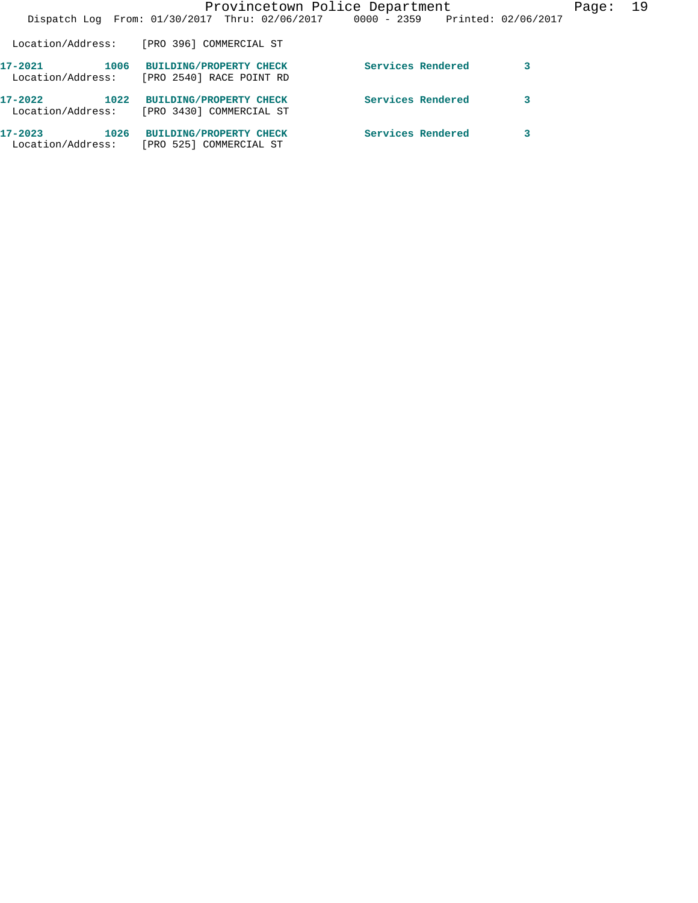Location/Address: [PRO 396] COMMERCIAL ST

**17-2021 1006 BUILDING/PROPERTY CHECK Services Rendered 3**
Location/Address: [PRO 2540] RACE POINT RD

**17-2022 1022 BUILDING/PROPERTY CHECK Services Rendered 3**
Location/Address: [PRO 3430] COMMERCIAL ST

**17-2023 1026 BUILDING/PROPERTY CHECK Services Rendered 3**
Location/Address: [PRO 525] COMMERCIAL ST